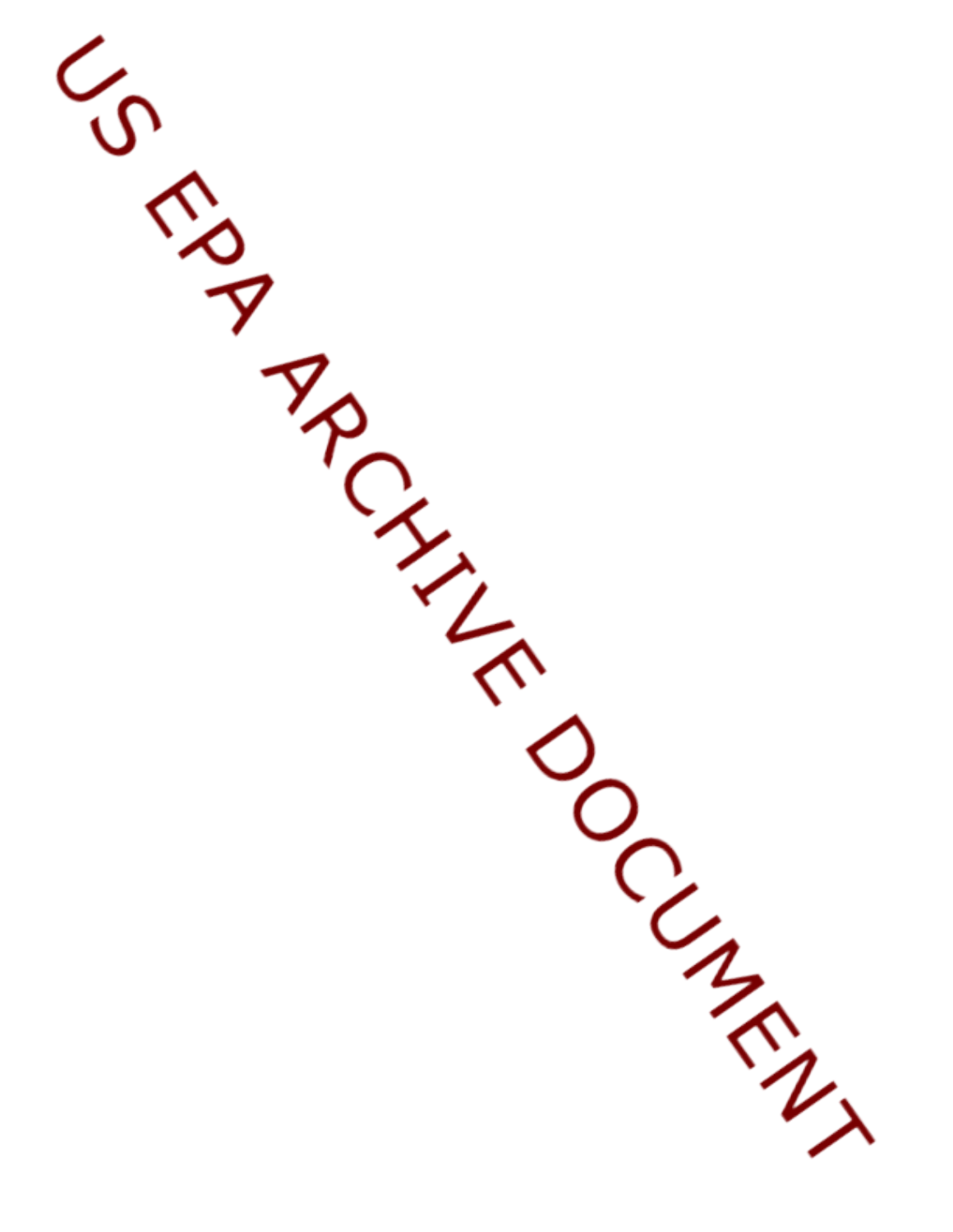US EPA ARCHIVE DOCUMENT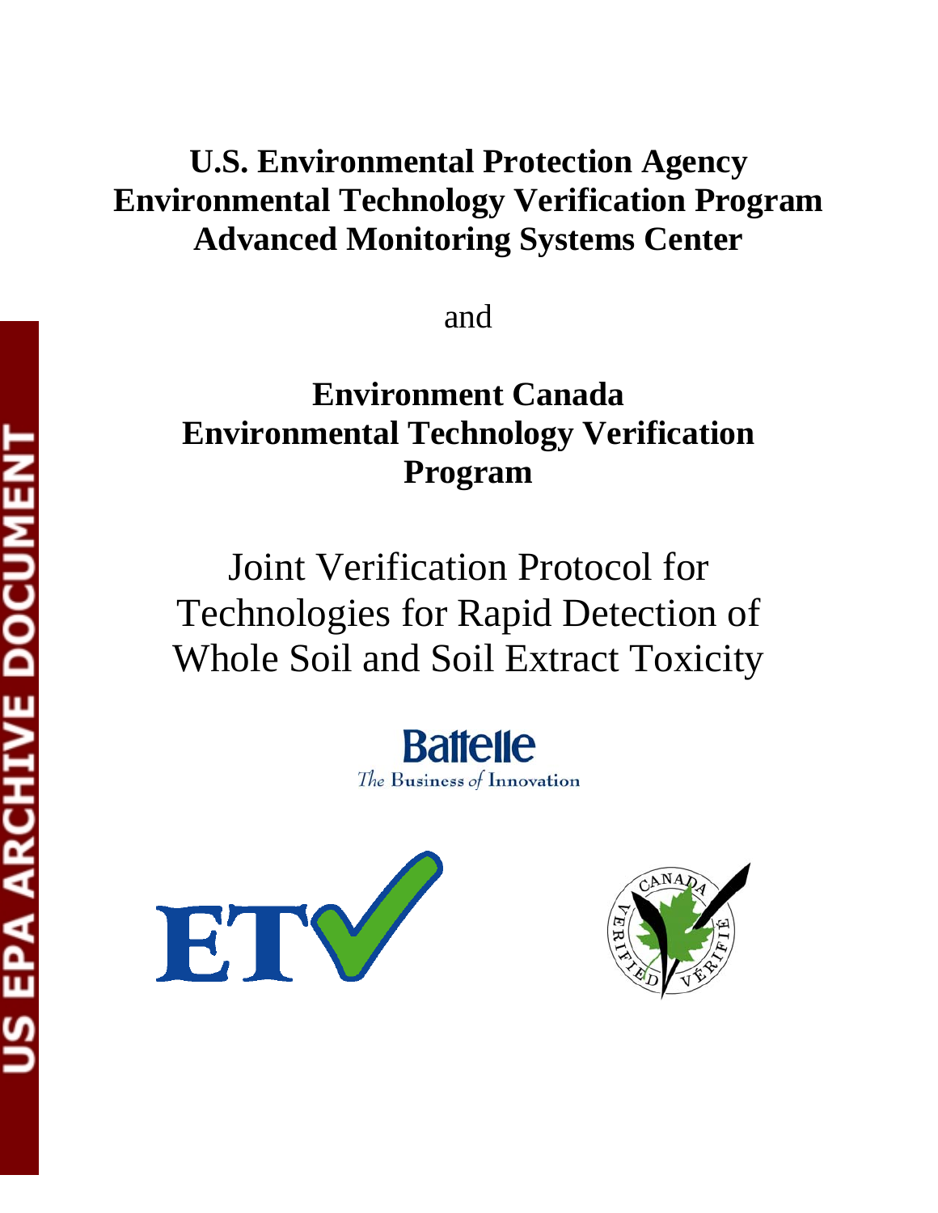# U.S. Environmental Protection Agency
# Environmental Technology Verification Program
# Advanced Monitoring Systems Center

and

# Environment Canada
# Environmental Technology Verification Program

Joint Verification Protocol for Technologies for Rapid Detection of Whole Soil and Soil Extract Toxicity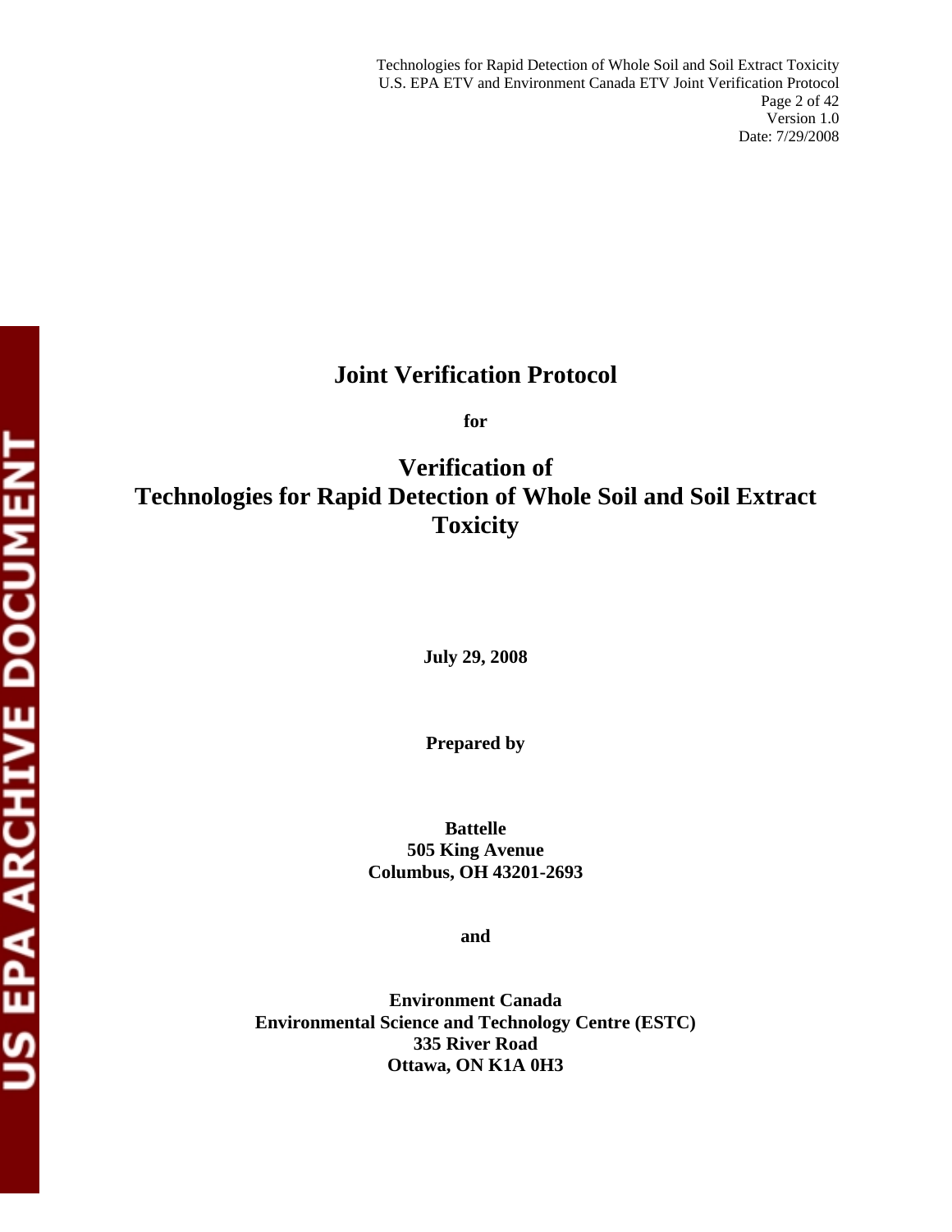# Joint Verification Protocol

**for**

# Verification of Technologies for Rapid Detection of Whole Soil and Soil Extract Toxicity

**July 29, 2008**

**Prepared by**

**Battelle**
**505 King Avenue**
**Columbus, OH 43201-2693**

**and**

**Environment Canada**
**Environmental Science and Technology Centre (ESTC)**
**335 River Road**
**Ottawa, ON K1A 0H3**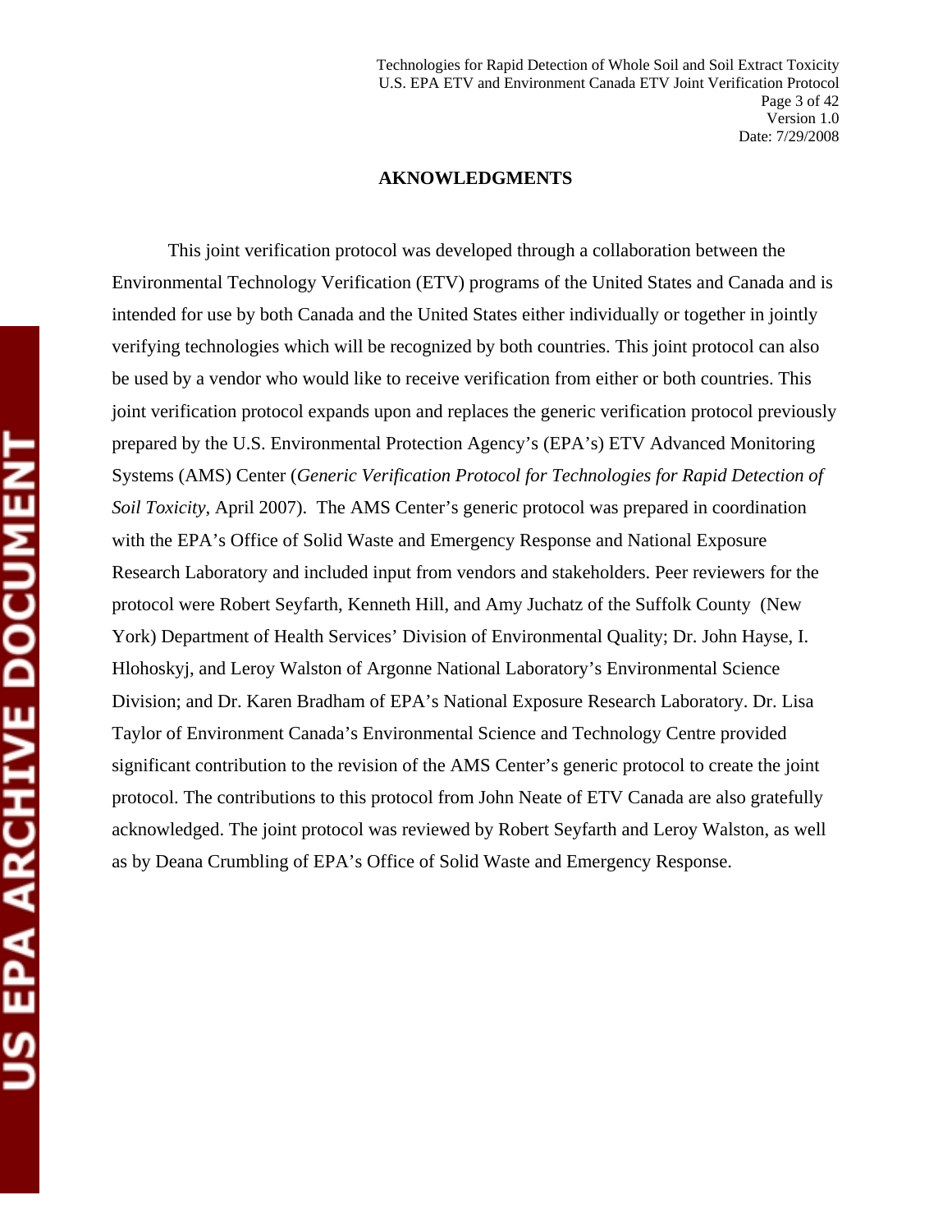## AKNOWLEDGMENTS

This joint verification protocol was developed through a collaboration between the Environmental Technology Verification (ETV) programs of the United States and Canada and is intended for use by both Canada and the United States either individually or together in jointly verifying technologies which will be recognized by both countries. This joint protocol can also be used by a vendor who would like to receive verification from either or both countries. This joint verification protocol expands upon and replaces the generic verification protocol previously prepared by the U.S. Environmental Protection Agency's (EPA's) ETV Advanced Monitoring Systems (AMS) Center (*Generic Verification Protocol for Technologies for Rapid Detection of Soil Toxicity*, April 2007). The AMS Center's generic protocol was prepared in coordination with the EPA's Office of Solid Waste and Emergency Response and National Exposure Research Laboratory and included input from vendors and stakeholders. Peer reviewers for the protocol were Robert Seyfarth, Kenneth Hill, and Amy Juchatz of the Suffolk County (New York) Department of Health Services' Division of Environmental Quality; Dr. John Hayse, I. Hlohoskyj, and Leroy Walston of Argonne National Laboratory's Environmental Science Division; and Dr. Karen Bradham of EPA's National Exposure Research Laboratory. Dr. Lisa Taylor of Environment Canada's Environmental Science and Technology Centre provided significant contribution to the revision of the AMS Center's generic protocol to create the joint protocol. The contributions to this protocol from John Neate of ETV Canada are also gratefully acknowledged. The joint protocol was reviewed by Robert Seyfarth and Leroy Walston, as well as by Deana Crumbling of EPA's Office of Solid Waste and Emergency Response.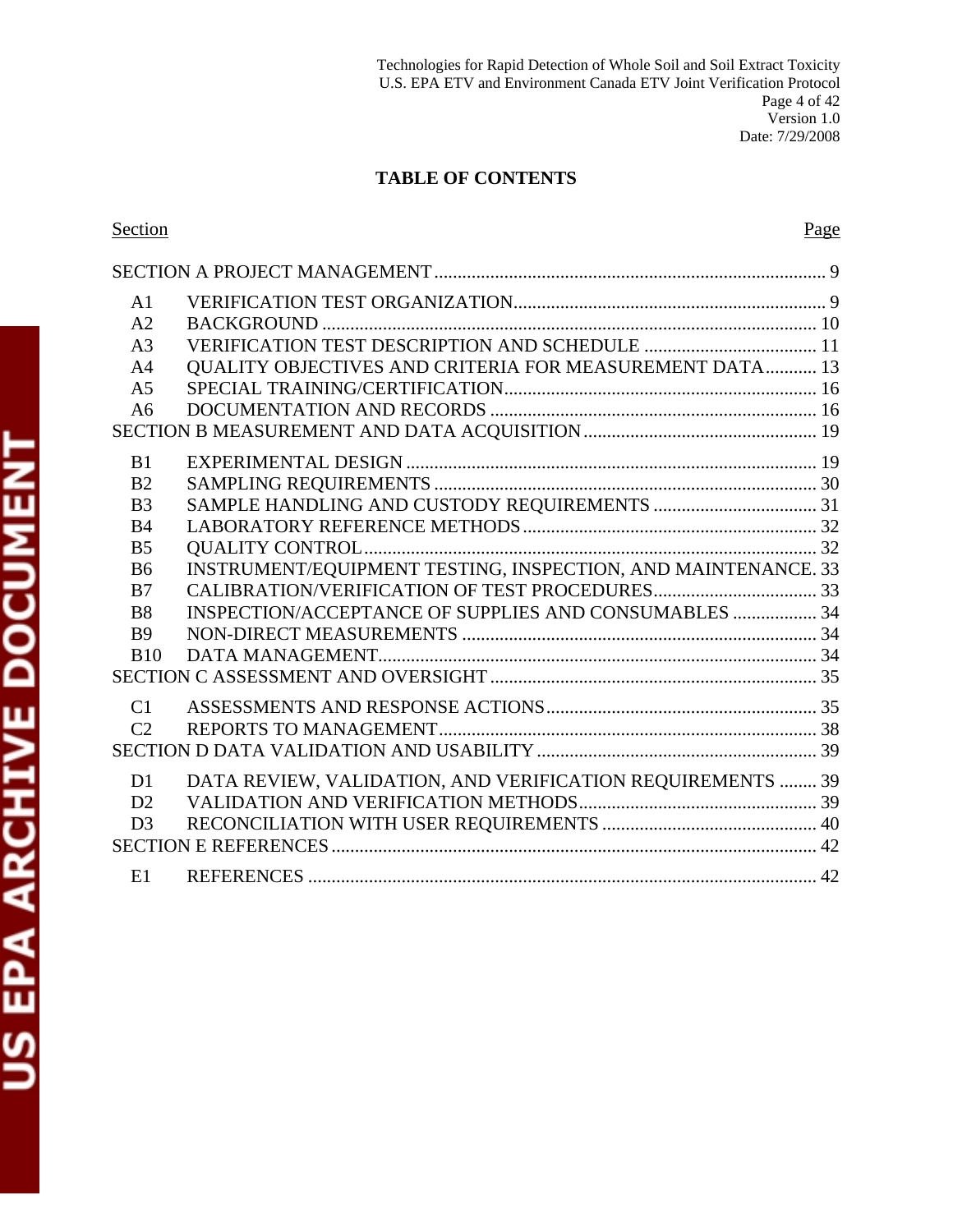# TABLE OF CONTENTS

| Section | | Page |
|---|---|---|
| SECTION A PROJECT MANAGEMENT | | 9 |
| A1 | VERIFICATION TEST ORGANIZATION | 9 |
| A2 | BACKGROUND | 10 |
| A3 | VERIFICATION TEST DESCRIPTION AND SCHEDULE | 11 |
| A4 | QUALITY OBJECTIVES AND CRITERIA FOR MEASUREMENT DATA | 13 |
| A5 | SPECIAL TRAINING/CERTIFICATION | 16 |
| A6 | DOCUMENTATION AND RECORDS | 16 |
| SECTION B MEASUREMENT AND DATA ACQUISITION | | 19 |
| B1 | EXPERIMENTAL DESIGN | 19 |
| B2 | SAMPLING REQUIREMENTS | 30 |
| B3 | SAMPLE HANDLING AND CUSTODY REQUIREMENTS | 31 |
| B4 | LABORATORY REFERENCE METHODS | 32 |
| B5 | QUALITY CONTROL | 32 |
| B6 | INSTRUMENT/EQUIPMENT TESTING, INSPECTION, AND MAINTENANCE | 33 |
| B7 | CALIBRATION/VERIFICATION OF TEST PROCEDURES | 33 |
| B8 | INSPECTION/ACCEPTANCE OF SUPPLIES AND CONSUMABLES | 34 |
| B9 | NON-DIRECT MEASUREMENTS | 34 |
| B10 | DATA MANAGEMENT | 34 |
| SECTION C ASSESSMENT AND OVERSIGHT | | 35 |
| C1 | ASSESSMENTS AND RESPONSE ACTIONS | 35 |
| C2 | REPORTS TO MANAGEMENT | 38 |
| SECTION D DATA VALIDATION AND USABILITY | | 39 |
| D1 | DATA REVIEW, VALIDATION, AND VERIFICATION REQUIREMENTS | 39 |
| D2 | VALIDATION AND VERIFICATION METHODS | 39 |
| D3 | RECONCILIATION WITH USER REQUIREMENTS | 40 |
| SECTION E REFERENCES | | 42 |
| E1 | REFERENCES | 42 |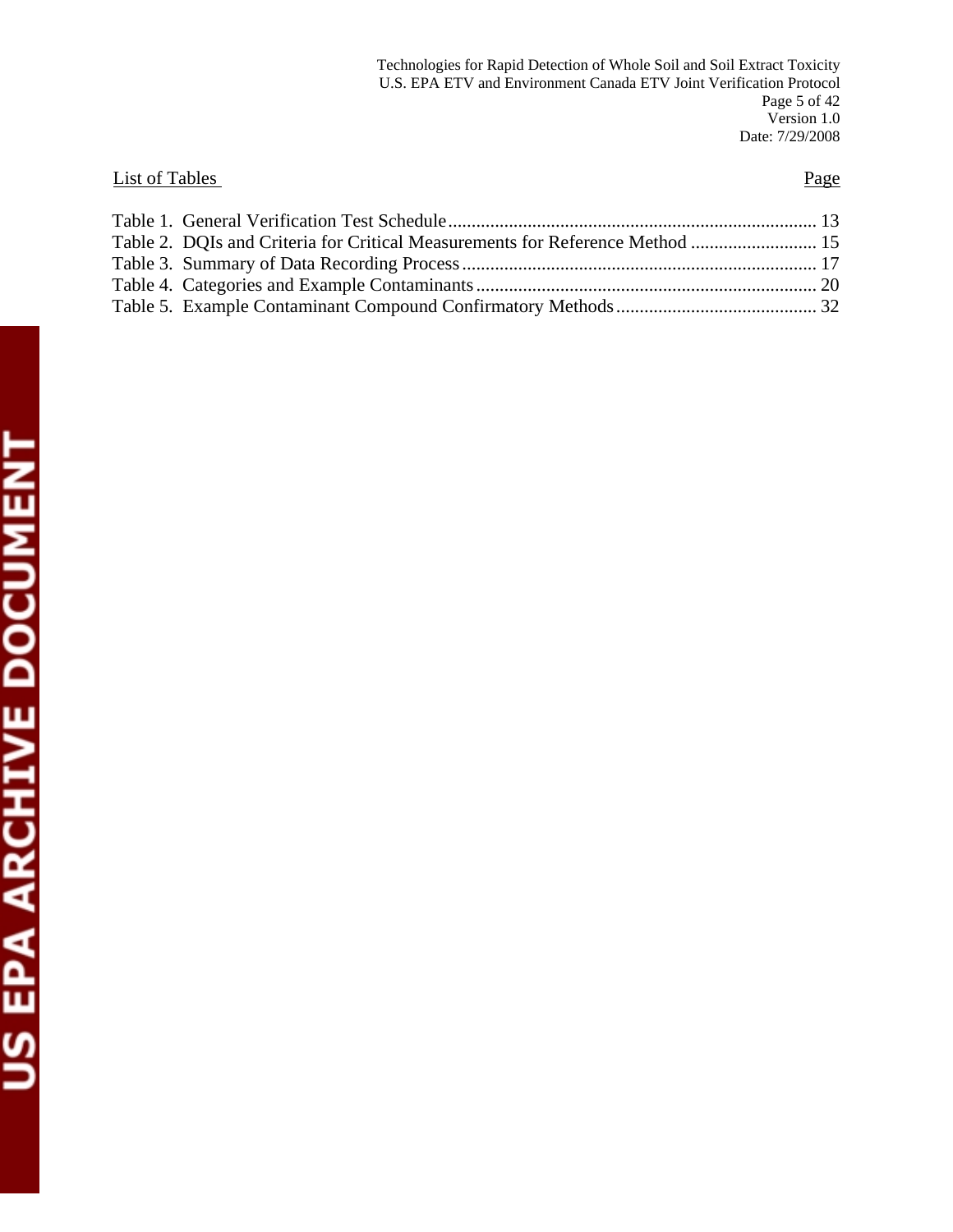List of Tables Page

Table 1. General Verification Test Schedule .............................................................................. 13
Table 2. DQIs and Criteria for Critical Measurements for Reference Method ........................... 15
Table 3. Summary of Data Recording Process ........................................................................... 17
Table 4. Categories and Example Contaminants ........................................................................ 20
Table 5. Example Contaminant Compound Confirmatory Methods ........................................... 32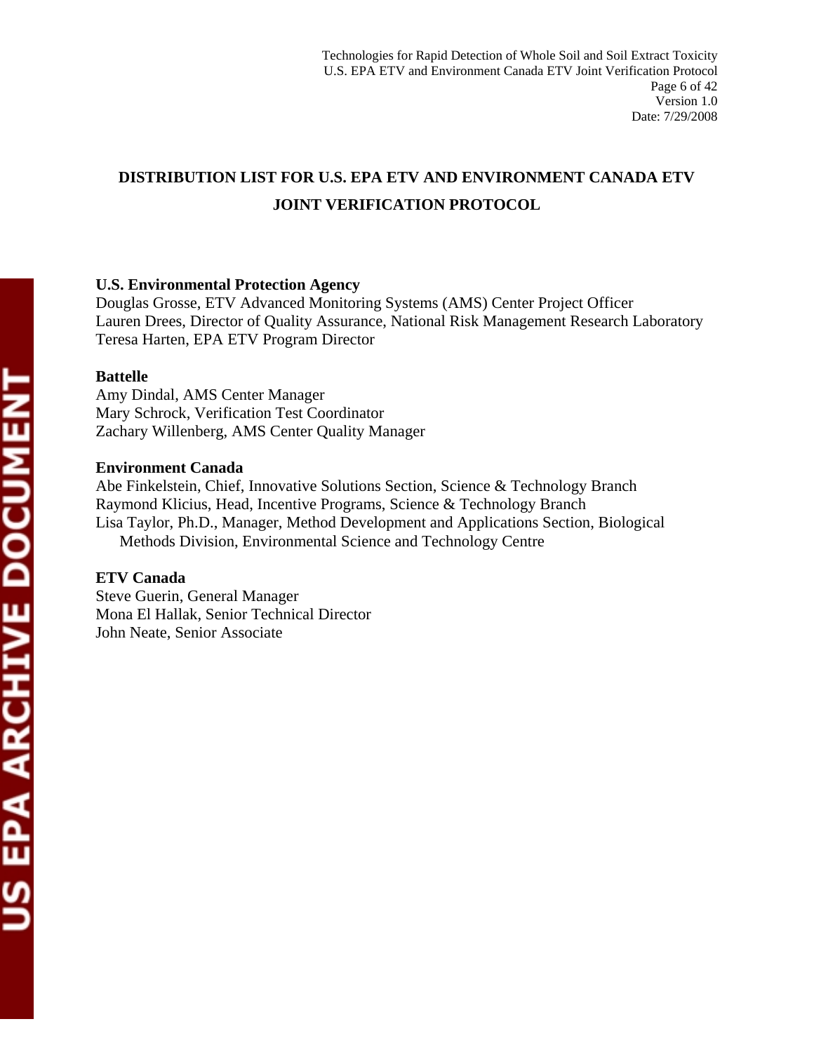# DISTRIBUTION LIST FOR U.S. EPA ETV AND ENVIRONMENT CANADA ETV JOINT VERIFICATION PROTOCOL

**U.S. Environmental Protection Agency**
Douglas Grosse, ETV Advanced Monitoring Systems (AMS) Center Project Officer
Lauren Drees, Director of Quality Assurance, National Risk Management Research Laboratory
Teresa Harten, EPA ETV Program Director

**Battelle**
Amy Dindal, AMS Center Manager
Mary Schrock, Verification Test Coordinator
Zachary Willenberg, AMS Center Quality Manager

**Environment Canada**
Abe Finkelstein, Chief, Innovative Solutions Section, Science & Technology Branch
Raymond Klicius, Head, Incentive Programs, Science & Technology Branch
Lisa Taylor, Ph.D., Manager, Method Development and Applications Section, Biological Methods Division, Environmental Science and Technology Centre

**ETV Canada**
Steve Guerin, General Manager
Mona El Hallak, Senior Technical Director
John Neate, Senior Associate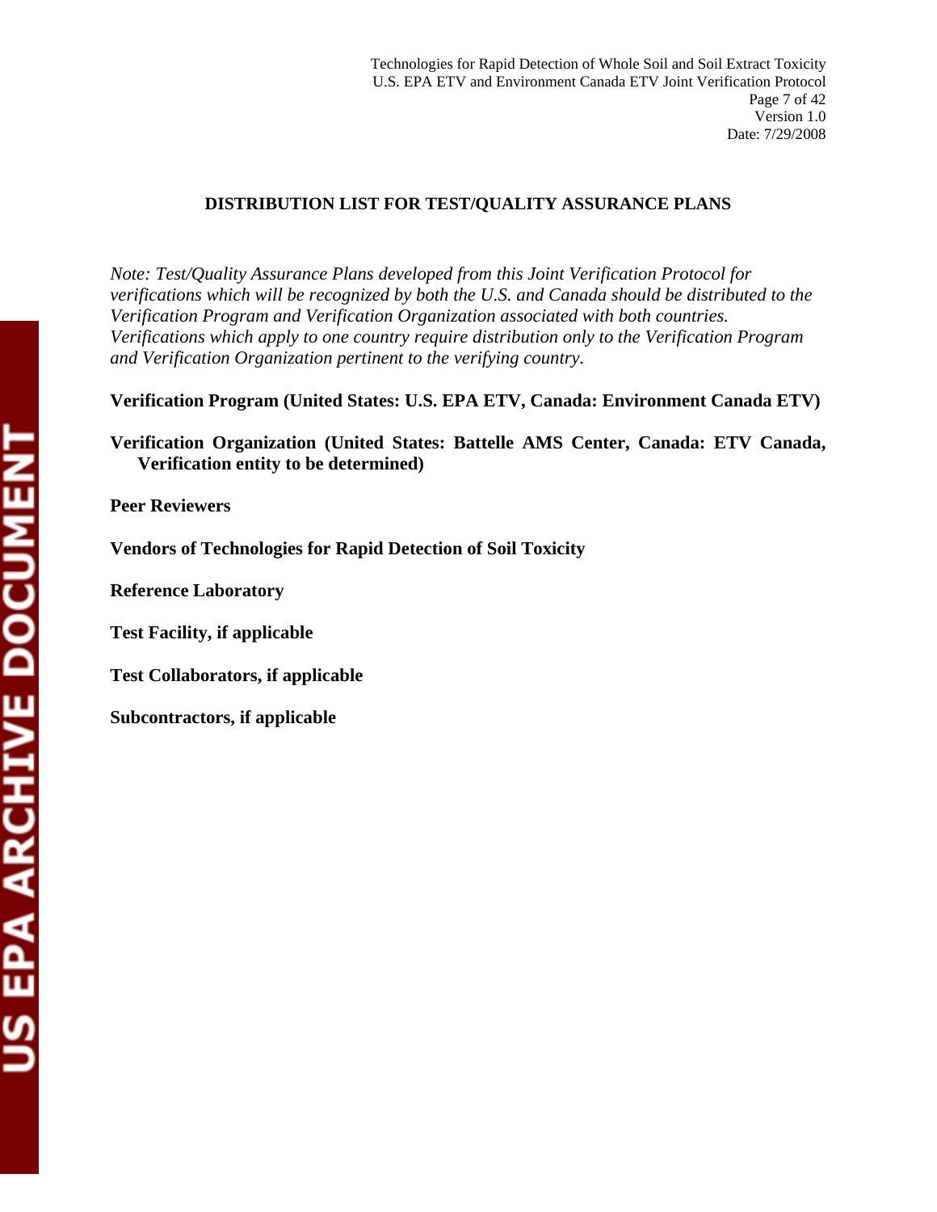## DISTRIBUTION LIST FOR TEST/QUALITY ASSURANCE PLANS

*Note: Test/Quality Assurance Plans developed from this Joint Verification Protocol for verifications which will be recognized by both the U.S. and Canada should be distributed to the Verification Program and Verification Organization associated with both countries. Verifications which apply to one country require distribution only to the Verification Program and Verification Organization pertinent to the verifying country.*

**Verification Program (United States: U.S. EPA ETV, Canada: Environment Canada ETV)**

**Verification Organization (United States: Battelle AMS Center, Canada: ETV Canada, Verification entity to be determined)**

**Peer Reviewers**

**Vendors of Technologies for Rapid Detection of Soil Toxicity**

**Reference Laboratory**

**Test Facility, if applicable**

**Test Collaborators, if applicable**

**Subcontractors, if applicable**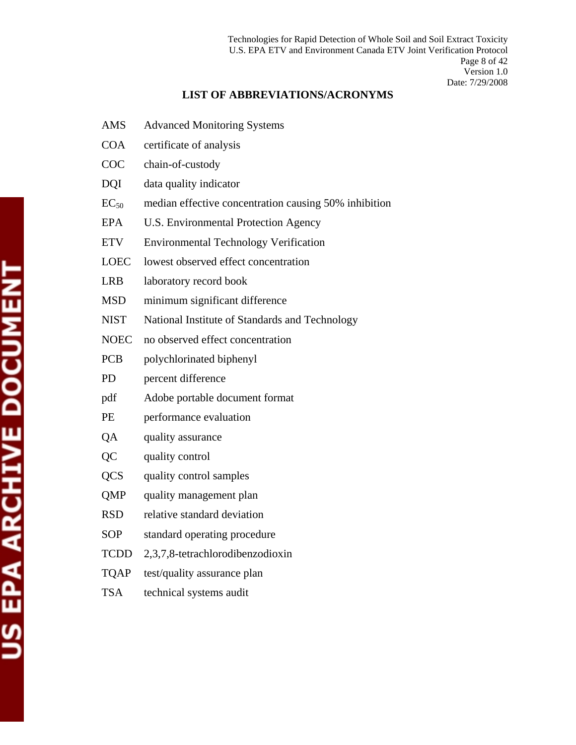## LIST OF ABBREVIATIONS/ACRONYMS

| | |
|---|---|
| AMS | Advanced Monitoring Systems |
| COA | certificate of analysis |
| COC | chain-of-custody |
| DQI | data quality indicator |
| $EC_{50}$ | median effective concentration causing 50% inhibition |
| EPA | U.S. Environmental Protection Agency |
| ETV | Environmental Technology Verification |
| LOEC | lowest observed effect concentration |
| LRB | laboratory record book |
| MSD | minimum significant difference |
| NIST | National Institute of Standards and Technology |
| NOEC | no observed effect concentration |
| PCB | polychlorinated biphenyl |
| PD | percent difference |
| pdf | Adobe portable document format |
| PE | performance evaluation |
| QA | quality assurance |
| QC | quality control |
| QCS | quality control samples |
| QMP | quality management plan |
| RSD | relative standard deviation |
| SOP | standard operating procedure |
| TCDD | 2,3,7,8-tetrachlorodibenzodioxin |
| TQAP | test/quality assurance plan |
| TSA | technical systems audit |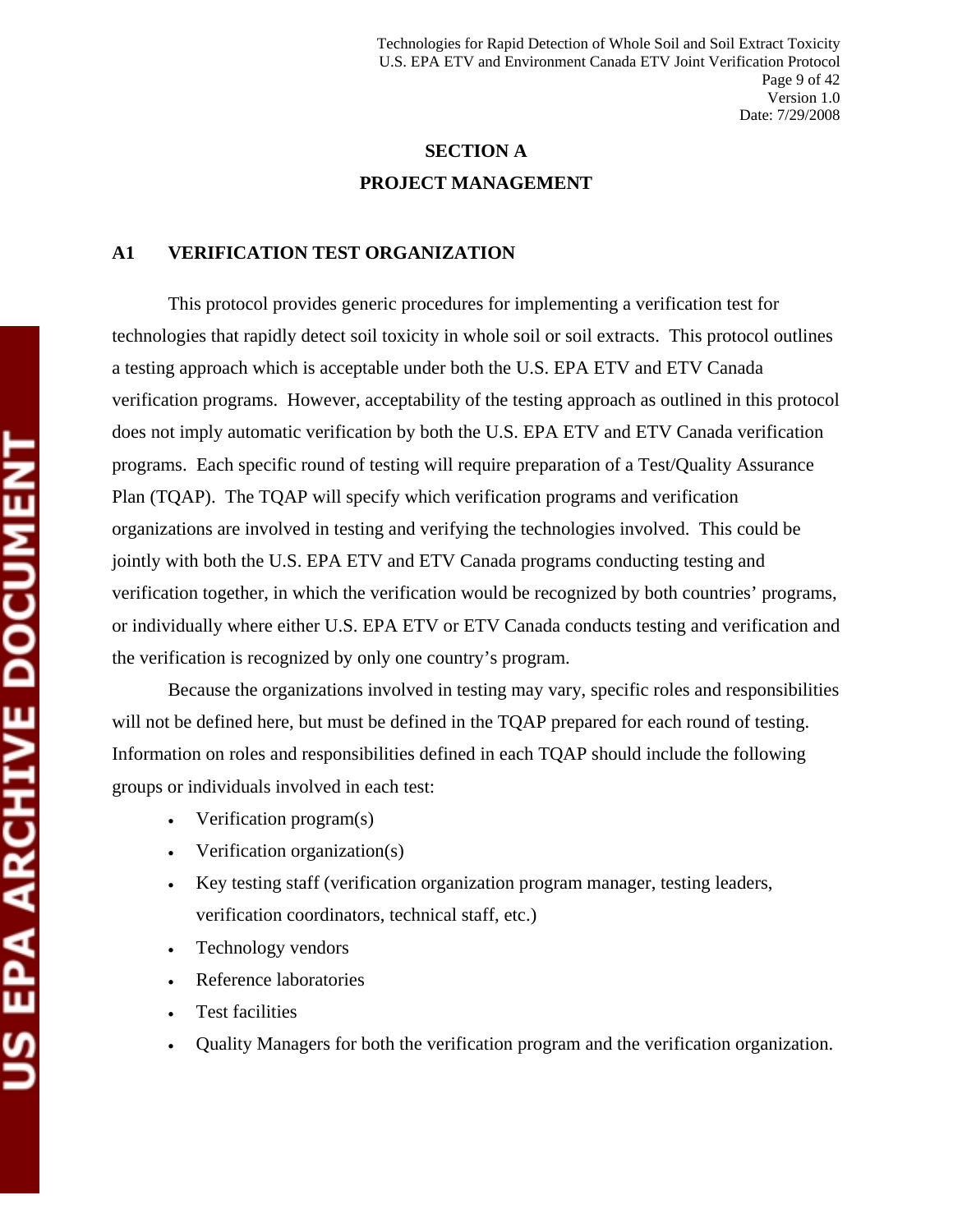# SECTION A

# PROJECT MANAGEMENT

## A1 VERIFICATION TEST ORGANIZATION

This protocol provides generic procedures for implementing a verification test for technologies that rapidly detect soil toxicity in whole soil or soil extracts. This protocol outlines a testing approach which is acceptable under both the U.S. EPA ETV and ETV Canada verification programs. However, acceptability of the testing approach as outlined in this protocol does not imply automatic verification by both the U.S. EPA ETV and ETV Canada verification programs. Each specific round of testing will require preparation of a Test/Quality Assurance Plan (TQAP). The TQAP will specify which verification programs and verification organizations are involved in testing and verifying the technologies involved. This could be jointly with both the U.S. EPA ETV and ETV Canada programs conducting testing and verification together, in which the verification would be recognized by both countries' programs, or individually where either U.S. EPA ETV or ETV Canada conducts testing and verification and the verification is recognized by only one country's program.

Because the organizations involved in testing may vary, specific roles and responsibilities will not be defined here, but must be defined in the TQAP prepared for each round of testing. Information on roles and responsibilities defined in each TQAP should include the following groups or individuals involved in each test:

- Verification program(s)
- Verification organization(s)
- Key testing staff (verification organization program manager, testing leaders, verification coordinators, technical staff, etc.)
- Technology vendors
- Reference laboratories
- Test facilities
- Quality Managers for both the verification program and the verification organization.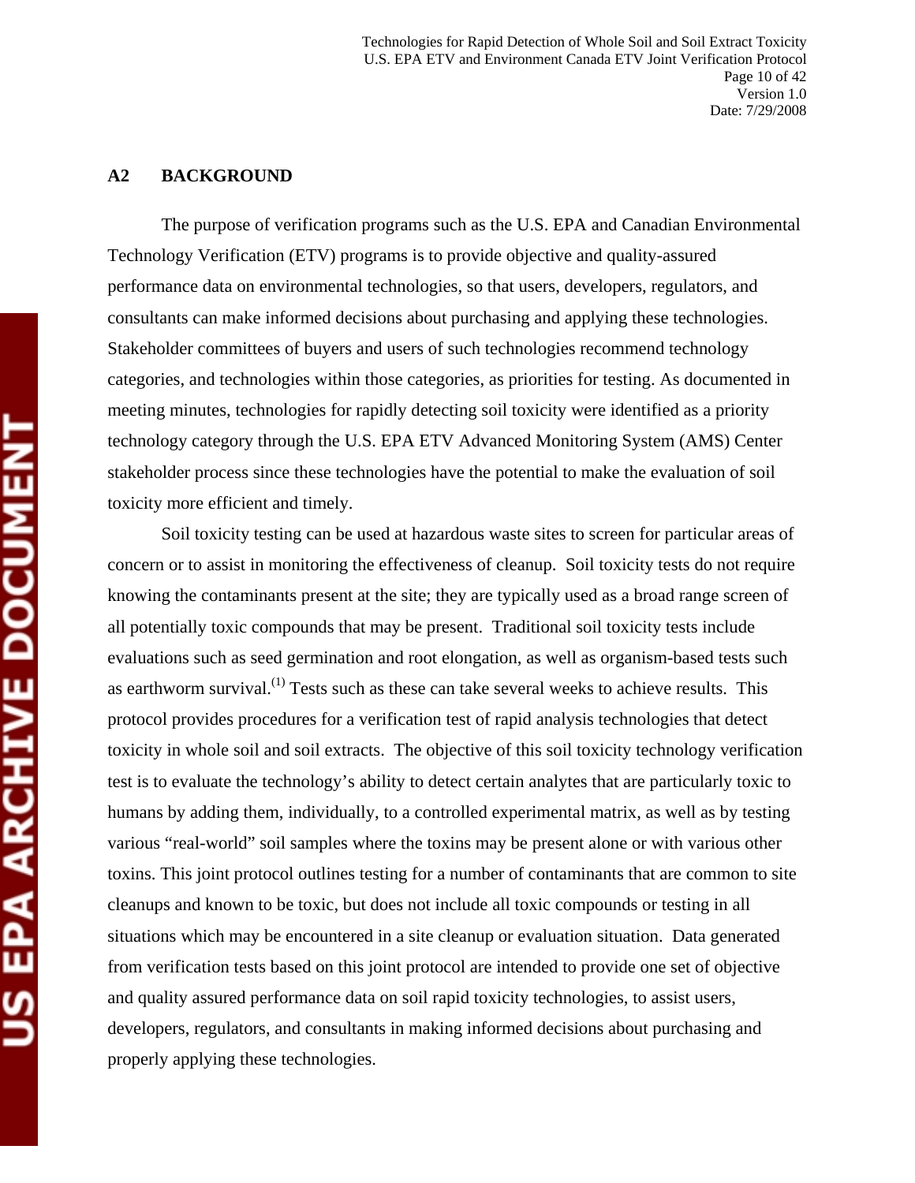## A2 BACKGROUND

The purpose of verification programs such as the U.S. EPA and Canadian Environmental Technology Verification (ETV) programs is to provide objective and quality-assured performance data on environmental technologies, so that users, developers, regulators, and consultants can make informed decisions about purchasing and applying these technologies. Stakeholder committees of buyers and users of such technologies recommend technology categories, and technologies within those categories, as priorities for testing. As documented in meeting minutes, technologies for rapidly detecting soil toxicity were identified as a priority technology category through the U.S. EPA ETV Advanced Monitoring System (AMS) Center stakeholder process since these technologies have the potential to make the evaluation of soil toxicity more efficient and timely.

Soil toxicity testing can be used at hazardous waste sites to screen for particular areas of concern or to assist in monitoring the effectiveness of cleanup. Soil toxicity tests do not require knowing the contaminants present at the site; they are typically used as a broad range screen of all potentially toxic compounds that may be present. Traditional soil toxicity tests include evaluations such as seed germination and root elongation, as well as organism-based tests such as earthworm survival.(1) Tests such as these can take several weeks to achieve results. This protocol provides procedures for a verification test of rapid analysis technologies that detect toxicity in whole soil and soil extracts. The objective of this soil toxicity technology verification test is to evaluate the technology's ability to detect certain analytes that are particularly toxic to humans by adding them, individually, to a controlled experimental matrix, as well as by testing various "real-world" soil samples where the toxins may be present alone or with various other toxins. This joint protocol outlines testing for a number of contaminants that are common to site cleanups and known to be toxic, but does not include all toxic compounds or testing in all situations which may be encountered in a site cleanup or evaluation situation. Data generated from verification tests based on this joint protocol are intended to provide one set of objective and quality assured performance data on soil rapid toxicity technologies, to assist users, developers, regulators, and consultants in making informed decisions about purchasing and properly applying these technologies.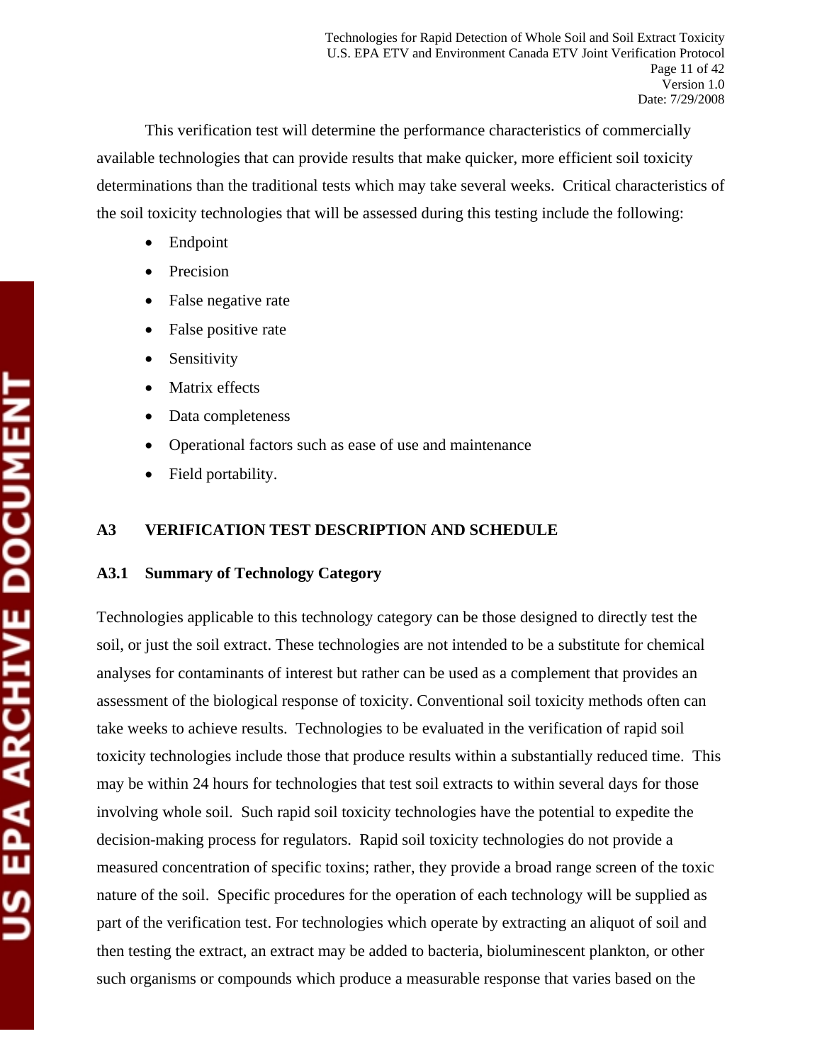This verification test will determine the performance characteristics of commercially available technologies that can provide results that make quicker, more efficient soil toxicity determinations than the traditional tests which may take several weeks. Critical characteristics of the soil toxicity technologies that will be assessed during this testing include the following:

- Endpoint
- Precision
- False negative rate
- False positive rate
- Sensitivity
- Matrix effects
- Data completeness
- Operational factors such as ease of use and maintenance
- Field portability.

## A3 VERIFICATION TEST DESCRIPTION AND SCHEDULE

### A3.1 Summary of Technology Category

Technologies applicable to this technology category can be those designed to directly test the soil, or just the soil extract. These technologies are not intended to be a substitute for chemical analyses for contaminants of interest but rather can be used as a complement that provides an assessment of the biological response of toxicity. Conventional soil toxicity methods often can take weeks to achieve results. Technologies to be evaluated in the verification of rapid soil toxicity technologies include those that produce results within a substantially reduced time. This may be within 24 hours for technologies that test soil extracts to within several days for those involving whole soil. Such rapid soil toxicity technologies have the potential to expedite the decision-making process for regulators. Rapid soil toxicity technologies do not provide a measured concentration of specific toxins; rather, they provide a broad range screen of the toxic nature of the soil. Specific procedures for the operation of each technology will be supplied as part of the verification test. For technologies which operate by extracting an aliquot of soil and then testing the extract, an extract may be added to bacteria, bioluminescent plankton, or other such organisms or compounds which produce a measurable response that varies based on the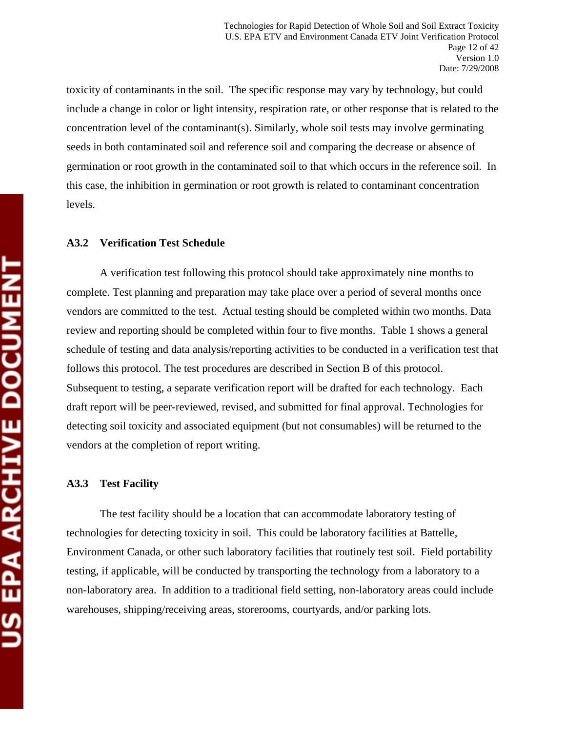toxicity of contaminants in the soil. The specific response may vary by technology, but could include a change in color or light intensity, respiration rate, or other response that is related to the concentration level of the contaminant(s). Similarly, whole soil tests may involve germinating seeds in both contaminated soil and reference soil and comparing the decrease or absence of germination or root growth in the contaminated soil to that which occurs in the reference soil. In this case, the inhibition in germination or root growth is related to contaminant concentration levels.

### A3.2 Verification Test Schedule

A verification test following this protocol should take approximately nine months to complete. Test planning and preparation may take place over a period of several months once vendors are committed to the test. Actual testing should be completed within two months. Data review and reporting should be completed within four to five months. Table 1 shows a general schedule of testing and data analysis/reporting activities to be conducted in a verification test that follows this protocol. The test procedures are described in Section B of this protocol. Subsequent to testing, a separate verification report will be drafted for each technology. Each draft report will be peer-reviewed, revised, and submitted for final approval. Technologies for detecting soil toxicity and associated equipment (but not consumables) will be returned to the vendors at the completion of report writing.

### A3.3 Test Facility

The test facility should be a location that can accommodate laboratory testing of technologies for detecting toxicity in soil. This could be laboratory facilities at Battelle, Environment Canada, or other such laboratory facilities that routinely test soil. Field portability testing, if applicable, will be conducted by transporting the technology from a laboratory to a non-laboratory area. In addition to a traditional field setting, non-laboratory areas could include warehouses, shipping/receiving areas, storerooms, courtyards, and/or parking lots.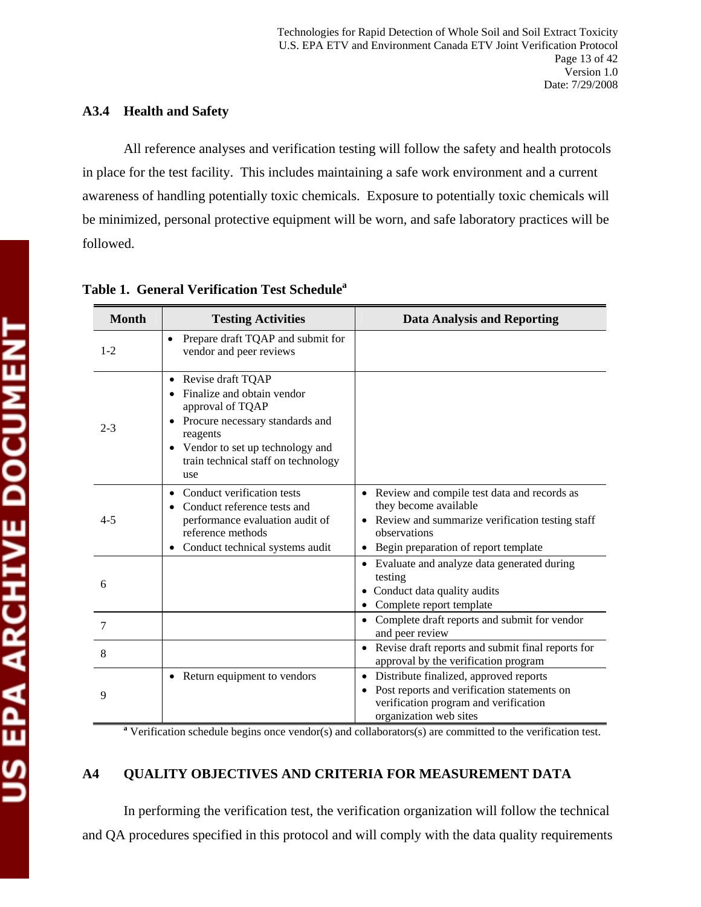### A3.4 Health and Safety

All reference analyses and verification testing will follow the safety and health protocols in place for the test facility. This includes maintaining a safe work environment and a current awareness of handling potentially toxic chemicals. Exposure to potentially toxic chemicals will be minimized, personal protective equipment will be worn, and safe laboratory practices will be followed.

**Table 1. General Verification Test Schedule[a]**

| Month | Testing Activities | Data Analysis and Reporting |
|---|---|---|
| 1-2 | • Prepare draft TQAP and submit for vendor and peer reviews | |
| 2-3 | • Revise draft TQAP<br>• Finalize and obtain vendor approval of TQAP<br>• Procure necessary standards and reagents<br>• Vendor to set up technology and train technical staff on technology use | |
| 4-5 | • Conduct verification tests<br>• Conduct reference tests and performance evaluation audit of reference methods<br>• Conduct technical systems audit | • Review and compile test data and records as they become available<br>• Review and summarize verification testing staff observations<br>• Begin preparation of report template |
| 6 | | • Evaluate and analyze data generated during testing<br>• Conduct data quality audits<br>• Complete report template |
| 7 | | • Complete draft reports and submit for vendor and peer review |
| 8 | | • Revise draft reports and submit final reports for approval by the verification program |
| 9 | • Return equipment to vendors | • Distribute finalized, approved reports<br>• Post reports and verification statements on verification program and verification organization web sites |

[a] Verification schedule begins once vendor(s) and collaborators(s) are committed to the verification test.

## A4 QUALITY OBJECTIVES AND CRITERIA FOR MEASUREMENT DATA

In performing the verification test, the verification organization will follow the technical and QA procedures specified in this protocol and will comply with the data quality requirements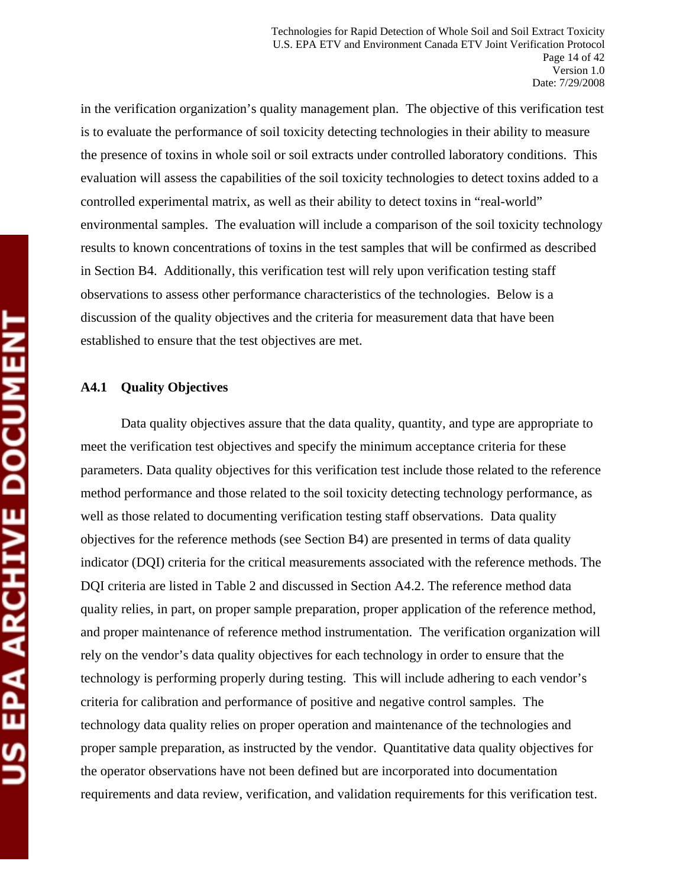in the verification organization's quality management plan. The objective of this verification test is to evaluate the performance of soil toxicity detecting technologies in their ability to measure the presence of toxins in whole soil or soil extracts under controlled laboratory conditions. This evaluation will assess the capabilities of the soil toxicity technologies to detect toxins added to a controlled experimental matrix, as well as their ability to detect toxins in "real-world" environmental samples. The evaluation will include a comparison of the soil toxicity technology results to known concentrations of toxins in the test samples that will be confirmed as described in Section B4. Additionally, this verification test will rely upon verification testing staff observations to assess other performance characteristics of the technologies. Below is a discussion of the quality objectives and the criteria for measurement data that have been established to ensure that the test objectives are met.

### A4.1 Quality Objectives

Data quality objectives assure that the data quality, quantity, and type are appropriate to meet the verification test objectives and specify the minimum acceptance criteria for these parameters. Data quality objectives for this verification test include those related to the reference method performance and those related to the soil toxicity detecting technology performance, as well as those related to documenting verification testing staff observations. Data quality objectives for the reference methods (see Section B4) are presented in terms of data quality indicator (DQI) criteria for the critical measurements associated with the reference methods. The DQI criteria are listed in Table 2 and discussed in Section A4.2. The reference method data quality relies, in part, on proper sample preparation, proper application of the reference method, and proper maintenance of reference method instrumentation. The verification organization will rely on the vendor's data quality objectives for each technology in order to ensure that the technology is performing properly during testing. This will include adhering to each vendor's criteria for calibration and performance of positive and negative control samples. The technology data quality relies on proper operation and maintenance of the technologies and proper sample preparation, as instructed by the vendor. Quantitative data quality objectives for the operator observations have not been defined but are incorporated into documentation requirements and data review, verification, and validation requirements for this verification test.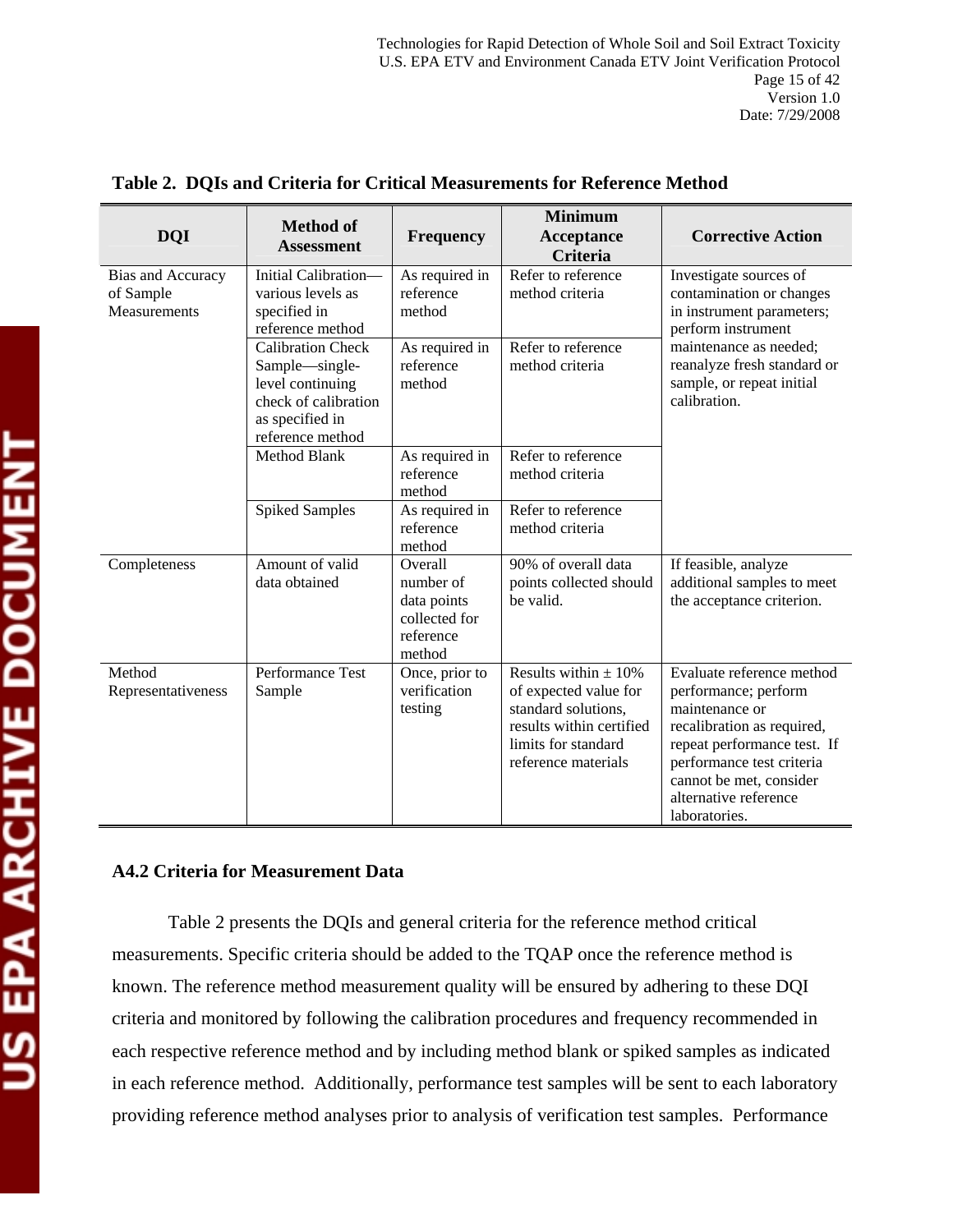**Table 2. DQIs and Criteria for Critical Measurements for Reference Method**

| DQI | Method of Assessment | Frequency | Minimum Acceptance Criteria | Corrective Action |
|---|---|---|---|---|
| Bias and Accuracy of Sample Measurements | Initial Calibration—various levels as specified in reference method | As required in reference method | Refer to reference method criteria | Investigate sources of contamination or changes in instrument parameters; perform instrument maintenance as needed; reanalyze fresh standard or sample, or repeat initial calibration. |
| | Calibration Check Sample—single-level continuing check of calibration as specified in reference method | As required in reference method | Refer to reference method criteria | |
| | Method Blank | As required in reference method | Refer to reference method criteria | |
| | Spiked Samples | As required in reference method | Refer to reference method criteria | |
| Completeness | Amount of valid data obtained | Overall number of data points collected for reference method | 90% of overall data points collected should be valid. | If feasible, analyze additional samples to meet the acceptance criterion. |
| Method Representativeness | Performance Test Sample | Once, prior to verification testing | Results within ± 10% of expected value for standard solutions, results within certified limits for standard reference materials | Evaluate reference method performance; perform maintenance or recalibration as required, repeat performance test. If performance test criteria cannot be met, consider alternative reference laboratories. |

### A4.2 Criteria for Measurement Data

Table 2 presents the DQIs and general criteria for the reference method critical measurements. Specific criteria should be added to the TQAP once the reference method is known. The reference method measurement quality will be ensured by adhering to these DQI criteria and monitored by following the calibration procedures and frequency recommended in each respective reference method and by including method blank or spiked samples as indicated in each reference method. Additionally, performance test samples will be sent to each laboratory providing reference method analyses prior to analysis of verification test samples. Performance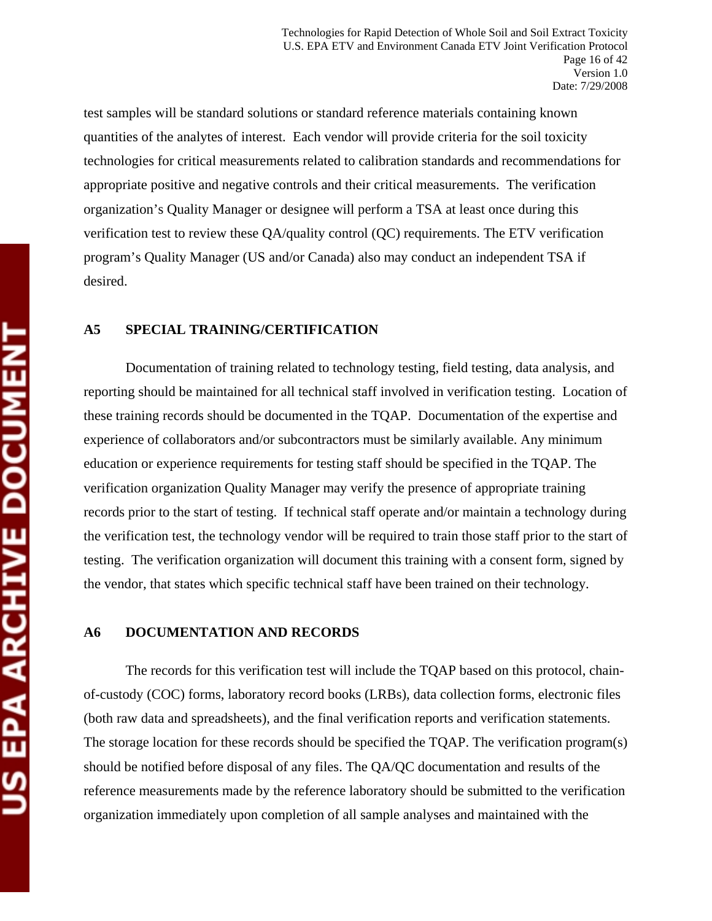test samples will be standard solutions or standard reference materials containing known quantities of the analytes of interest. Each vendor will provide criteria for the soil toxicity technologies for critical measurements related to calibration standards and recommendations for appropriate positive and negative controls and their critical measurements. The verification organization's Quality Manager or designee will perform a TSA at least once during this verification test to review these QA/quality control (QC) requirements. The ETV verification program's Quality Manager (US and/or Canada) also may conduct an independent TSA if desired.

## A5 SPECIAL TRAINING/CERTIFICATION

Documentation of training related to technology testing, field testing, data analysis, and reporting should be maintained for all technical staff involved in verification testing. Location of these training records should be documented in the TQAP. Documentation of the expertise and experience of collaborators and/or subcontractors must be similarly available. Any minimum education or experience requirements for testing staff should be specified in the TQAP. The verification organization Quality Manager may verify the presence of appropriate training records prior to the start of testing. If technical staff operate and/or maintain a technology during the verification test, the technology vendor will be required to train those staff prior to the start of testing. The verification organization will document this training with a consent form, signed by the vendor, that states which specific technical staff have been trained on their technology.

## A6 DOCUMENTATION AND RECORDS

The records for this verification test will include the TQAP based on this protocol, chain-of-custody (COC) forms, laboratory record books (LRBs), data collection forms, electronic files (both raw data and spreadsheets), and the final verification reports and verification statements. The storage location for these records should be specified the TQAP. The verification program(s) should be notified before disposal of any files. The QA/QC documentation and results of the reference measurements made by the reference laboratory should be submitted to the verification organization immediately upon completion of all sample analyses and maintained with the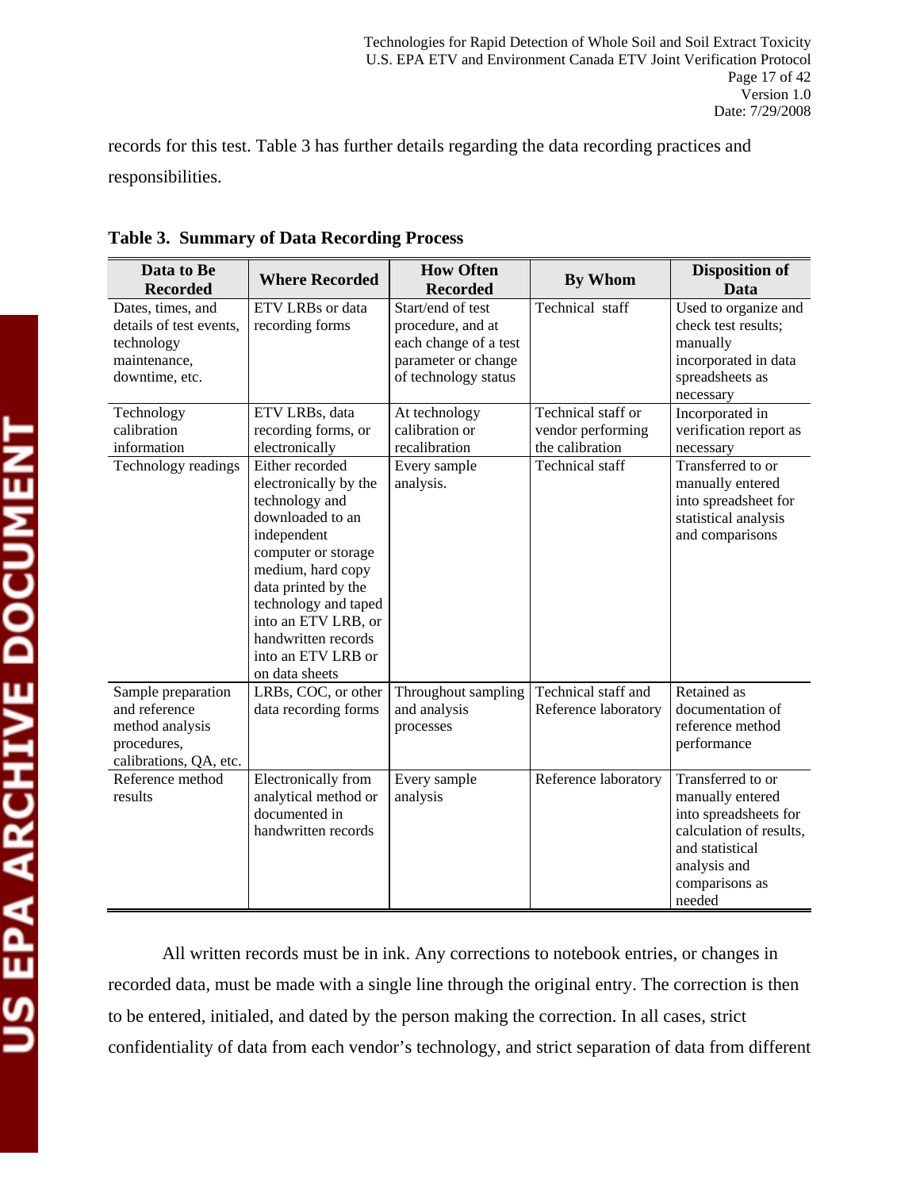records for this test. Table 3 has further details regarding the data recording practices and responsibilities.

**Table 3. Summary of Data Recording Process**

| Data to Be Recorded | Where Recorded | How Often Recorded | By Whom | Disposition of Data |
|---|---|---|---|---|
| Dates, times, and details of test events, technology maintenance, downtime, etc. | ETV LRBs or data recording forms | Start/end of test procedure, and at each change of a test parameter or change of technology status | Technical staff | Used to organize and check test results; manually incorporated in data spreadsheets as necessary |
| Technology calibration information | ETV LRBs, data recording forms, or electronically | At technology calibration or recalibration | Technical staff or vendor performing the calibration | Incorporated in verification report as necessary |
| Technology readings | Either recorded electronically by the technology and downloaded to an independent computer or storage medium, hard copy data printed by the technology and taped into an ETV LRB, or handwritten records into an ETV LRB or on data sheets | Every sample analysis. | Technical staff | Transferred to or manually entered into spreadsheet for statistical analysis and comparisons |
| Sample preparation and reference method analysis procedures, calibrations, QA, etc. | LRBs, COC, or other data recording forms | Throughout sampling and analysis processes | Technical staff and Reference laboratory | Retained as documentation of reference method performance |
| Reference method results | Electronically from analytical method or documented in handwritten records | Every sample analysis | Reference laboratory | Transferred to or manually entered into spreadsheets for calculation of results, and statistical analysis and comparisons as needed |

All written records must be in ink. Any corrections to notebook entries, or changes in recorded data, must be made with a single line through the original entry. The correction is then to be entered, initialed, and dated by the person making the correction. In all cases, strict confidentiality of data from each vendor's technology, and strict separation of data from different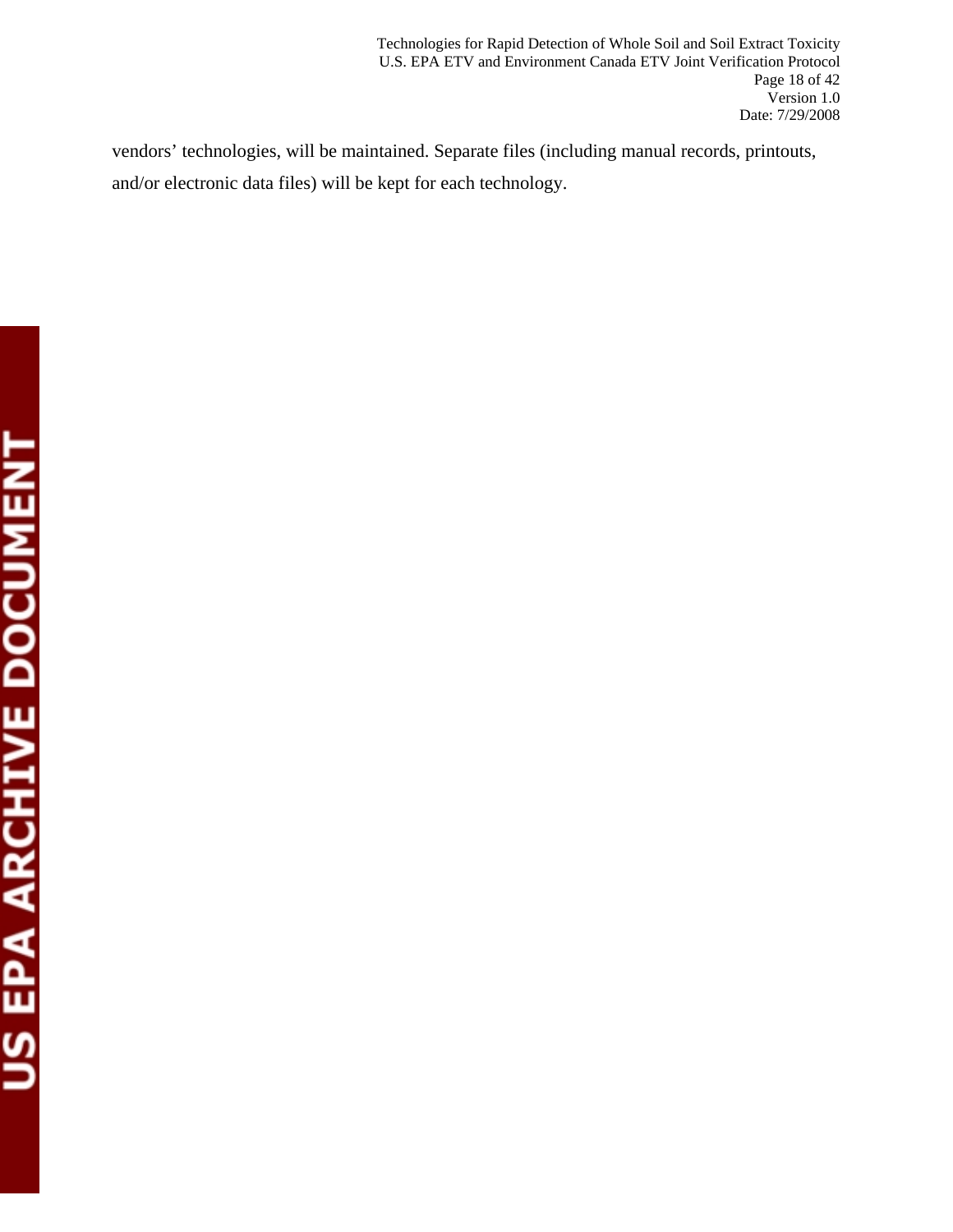vendors' technologies, will be maintained. Separate files (including manual records, printouts, and/or electronic data files) will be kept for each technology.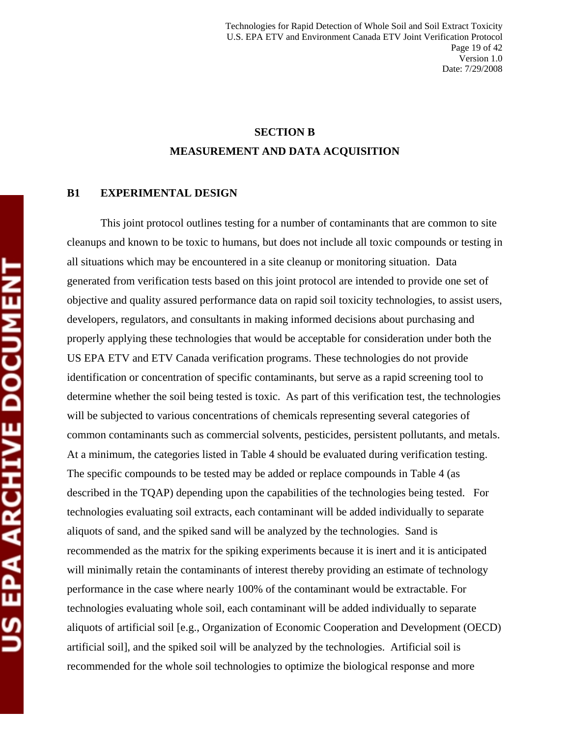# SECTION B

# MEASUREMENT AND DATA ACQUISITION

## B1 EXPERIMENTAL DESIGN

This joint protocol outlines testing for a number of contaminants that are common to site cleanups and known to be toxic to humans, but does not include all toxic compounds or testing in all situations which may be encountered in a site cleanup or monitoring situation. Data generated from verification tests based on this joint protocol are intended to provide one set of objective and quality assured performance data on rapid soil toxicity technologies, to assist users, developers, regulators, and consultants in making informed decisions about purchasing and properly applying these technologies that would be acceptable for consideration under both the US EPA ETV and ETV Canada verification programs. These technologies do not provide identification or concentration of specific contaminants, but serve as a rapid screening tool to determine whether the soil being tested is toxic. As part of this verification test, the technologies will be subjected to various concentrations of chemicals representing several categories of common contaminants such as commercial solvents, pesticides, persistent pollutants, and metals. At a minimum, the categories listed in Table 4 should be evaluated during verification testing. The specific compounds to be tested may be added or replace compounds in Table 4 (as described in the TQAP) depending upon the capabilities of the technologies being tested. For technologies evaluating soil extracts, each contaminant will be added individually to separate aliquots of sand, and the spiked sand will be analyzed by the technologies. Sand is recommended as the matrix for the spiking experiments because it is inert and it is anticipated will minimally retain the contaminants of interest thereby providing an estimate of technology performance in the case where nearly 100% of the contaminant would be extractable. For technologies evaluating whole soil, each contaminant will be added individually to separate aliquots of artificial soil [e.g., Organization of Economic Cooperation and Development (OECD) artificial soil], and the spiked soil will be analyzed by the technologies. Artificial soil is recommended for the whole soil technologies to optimize the biological response and more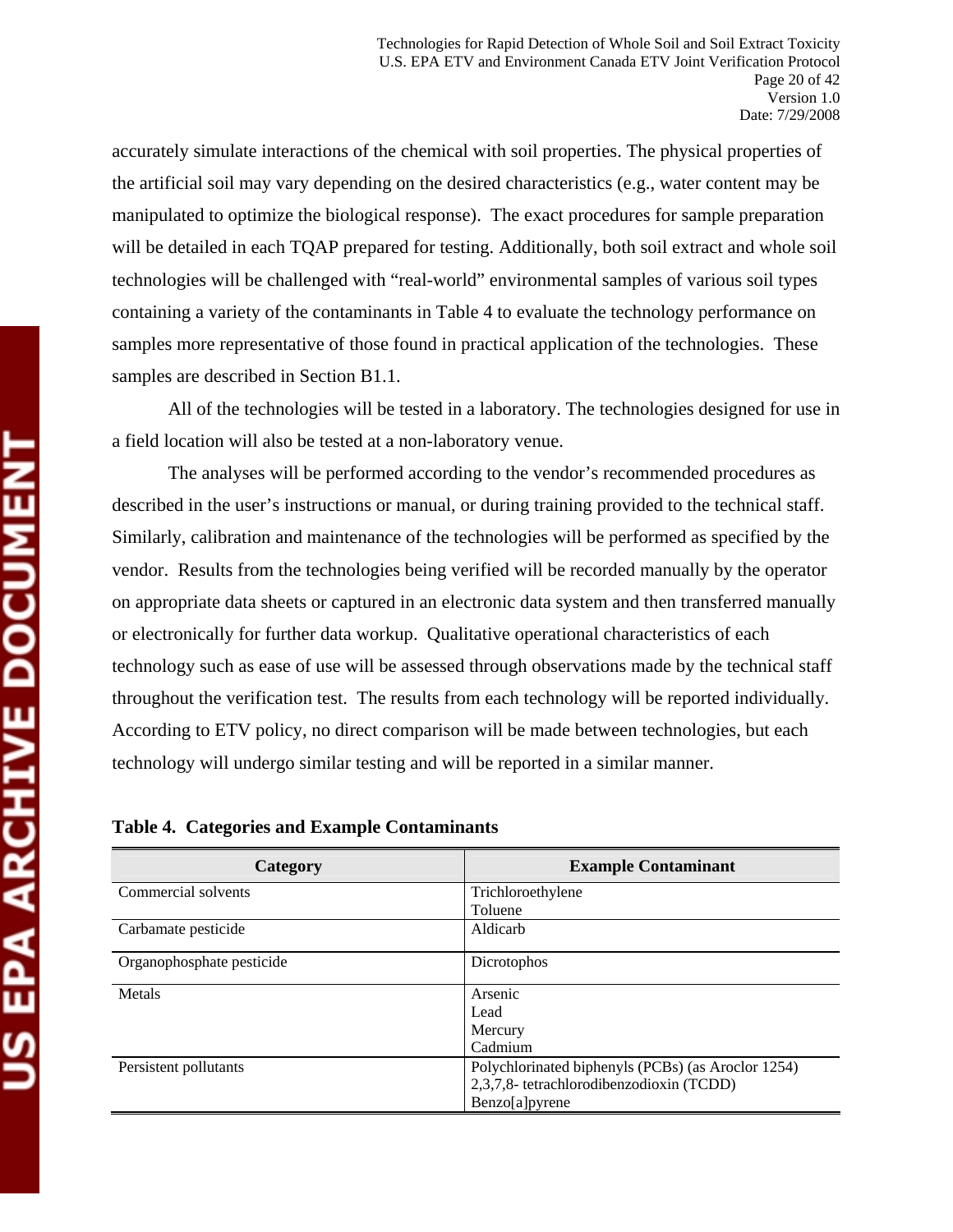accurately simulate interactions of the chemical with soil properties. The physical properties of the artificial soil may vary depending on the desired characteristics (e.g., water content may be manipulated to optimize the biological response). The exact procedures for sample preparation will be detailed in each TQAP prepared for testing. Additionally, both soil extract and whole soil technologies will be challenged with "real-world" environmental samples of various soil types containing a variety of the contaminants in Table 4 to evaluate the technology performance on samples more representative of those found in practical application of the technologies. These samples are described in Section B1.1.

All of the technologies will be tested in a laboratory. The technologies designed for use in a field location will also be tested at a non-laboratory venue.

The analyses will be performed according to the vendor's recommended procedures as described in the user's instructions or manual, or during training provided to the technical staff. Similarly, calibration and maintenance of the technologies will be performed as specified by the vendor. Results from the technologies being verified will be recorded manually by the operator on appropriate data sheets or captured in an electronic data system and then transferred manually or electronically for further data workup. Qualitative operational characteristics of each technology such as ease of use will be assessed through observations made by the technical staff throughout the verification test. The results from each technology will be reported individually. According to ETV policy, no direct comparison will be made between technologies, but each technology will undergo similar testing and will be reported in a similar manner.

**Table 4. Categories and Example Contaminants**

| Category | Example Contaminant |
|---|---|
| Commercial solvents | Trichloroethylene<br>Toluene |
| Carbamate pesticide | Aldicarb |
| Organophosphate pesticide | Dicrotophos |
| Metals | Arsenic<br>Lead<br>Mercury<br>Cadmium |
| Persistent pollutants | Polychlorinated biphenyls (PCBs) (as Aroclor 1254)<br>2,3,7,8- tetrachlorodibenzodioxin (TCDD)<br>Benzo[a]pyrene |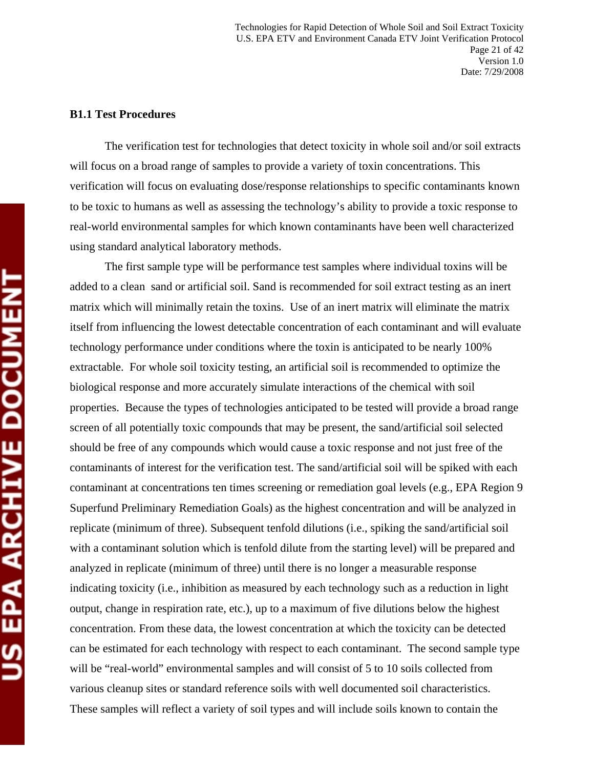**B1.1 Test Procedures**

The verification test for technologies that detect toxicity in whole soil and/or soil extracts will focus on a broad range of samples to provide a variety of toxin concentrations. This verification will focus on evaluating dose/response relationships to specific contaminants known to be toxic to humans as well as assessing the technology's ability to provide a toxic response to real-world environmental samples for which known contaminants have been well characterized using standard analytical laboratory methods.

The first sample type will be performance test samples where individual toxins will be added to a clean sand or artificial soil. Sand is recommended for soil extract testing as an inert matrix which will minimally retain the toxins. Use of an inert matrix will eliminate the matrix itself from influencing the lowest detectable concentration of each contaminant and will evaluate technology performance under conditions where the toxin is anticipated to be nearly 100% extractable. For whole soil toxicity testing, an artificial soil is recommended to optimize the biological response and more accurately simulate interactions of the chemical with soil properties. Because the types of technologies anticipated to be tested will provide a broad range screen of all potentially toxic compounds that may be present, the sand/artificial soil selected should be free of any compounds which would cause a toxic response and not just free of the contaminants of interest for the verification test. The sand/artificial soil will be spiked with each contaminant at concentrations ten times screening or remediation goal levels (e.g., EPA Region 9 Superfund Preliminary Remediation Goals) as the highest concentration and will be analyzed in replicate (minimum of three). Subsequent tenfold dilutions (i.e., spiking the sand/artificial soil with a contaminant solution which is tenfold dilute from the starting level) will be prepared and analyzed in replicate (minimum of three) until there is no longer a measurable response indicating toxicity (i.e., inhibition as measured by each technology such as a reduction in light output, change in respiration rate, etc.), up to a maximum of five dilutions below the highest concentration. From these data, the lowest concentration at which the toxicity can be detected can be estimated for each technology with respect to each contaminant. The second sample type will be "real-world" environmental samples and will consist of 5 to 10 soils collected from various cleanup sites or standard reference soils with well documented soil characteristics. These samples will reflect a variety of soil types and will include soils known to contain the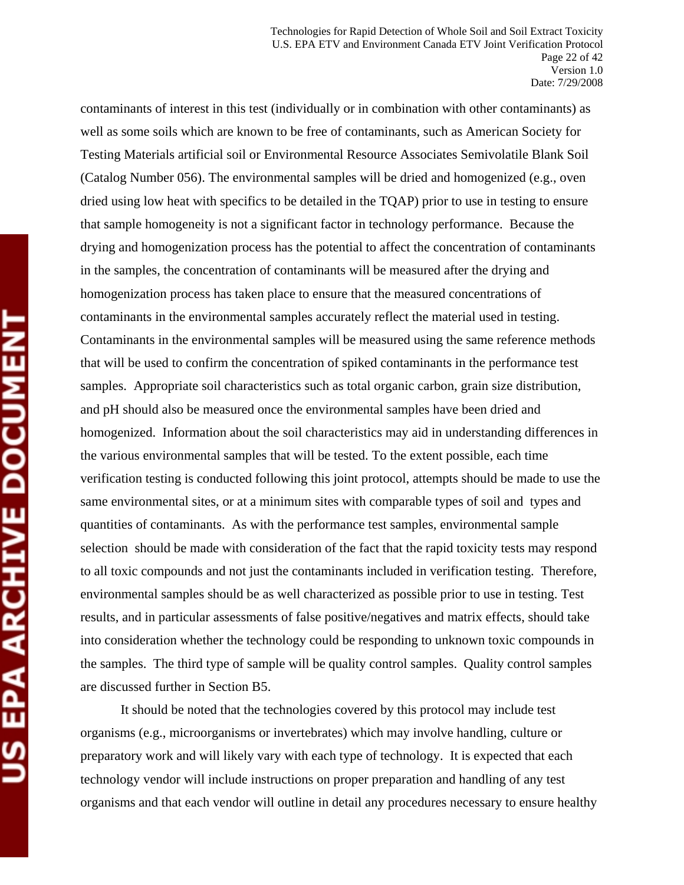contaminants of interest in this test (individually or in combination with other contaminants) as well as some soils which are known to be free of contaminants, such as American Society for Testing Materials artificial soil or Environmental Resource Associates Semivolatile Blank Soil (Catalog Number 056). The environmental samples will be dried and homogenized (e.g., oven dried using low heat with specifics to be detailed in the TQAP) prior to use in testing to ensure that sample homogeneity is not a significant factor in technology performance. Because the drying and homogenization process has the potential to affect the concentration of contaminants in the samples, the concentration of contaminants will be measured after the drying and homogenization process has taken place to ensure that the measured concentrations of contaminants in the environmental samples accurately reflect the material used in testing. Contaminants in the environmental samples will be measured using the same reference methods that will be used to confirm the concentration of spiked contaminants in the performance test samples. Appropriate soil characteristics such as total organic carbon, grain size distribution, and pH should also be measured once the environmental samples have been dried and homogenized. Information about the soil characteristics may aid in understanding differences in the various environmental samples that will be tested. To the extent possible, each time verification testing is conducted following this joint protocol, attempts should be made to use the same environmental sites, or at a minimum sites with comparable types of soil and types and quantities of contaminants. As with the performance test samples, environmental sample selection should be made with consideration of the fact that the rapid toxicity tests may respond to all toxic compounds and not just the contaminants included in verification testing. Therefore, environmental samples should be as well characterized as possible prior to use in testing. Test results, and in particular assessments of false positive/negatives and matrix effects, should take into consideration whether the technology could be responding to unknown toxic compounds in the samples. The third type of sample will be quality control samples. Quality control samples are discussed further in Section B5.

It should be noted that the technologies covered by this protocol may include test organisms (e.g., microorganisms or invertebrates) which may involve handling, culture or preparatory work and will likely vary with each type of technology. It is expected that each technology vendor will include instructions on proper preparation and handling of any test organisms and that each vendor will outline in detail any procedures necessary to ensure healthy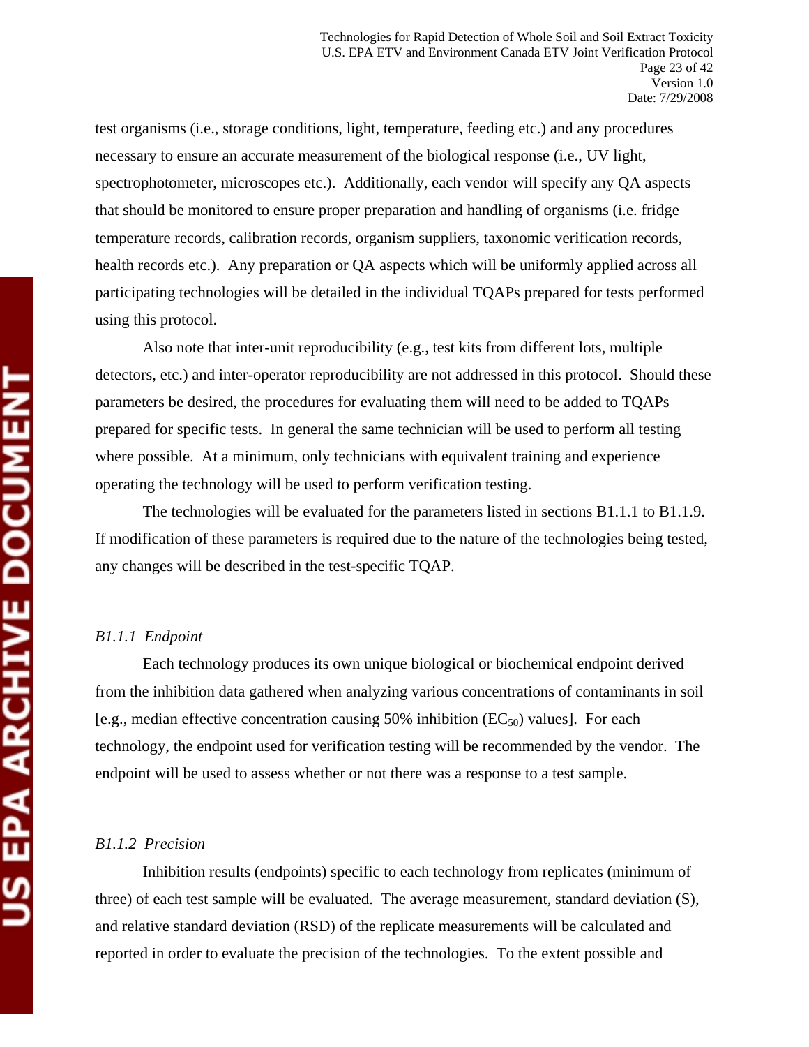test organisms (i.e., storage conditions, light, temperature, feeding etc.) and any procedures necessary to ensure an accurate measurement of the biological response (i.e., UV light, spectrophotometer, microscopes etc.). Additionally, each vendor will specify any QA aspects that should be monitored to ensure proper preparation and handling of organisms (i.e. fridge temperature records, calibration records, organism suppliers, taxonomic verification records, health records etc.). Any preparation or QA aspects which will be uniformly applied across all participating technologies will be detailed in the individual TQAPs prepared for tests performed using this protocol.

Also note that inter-unit reproducibility (e.g., test kits from different lots, multiple detectors, etc.) and inter-operator reproducibility are not addressed in this protocol. Should these parameters be desired, the procedures for evaluating them will need to be added to TQAPs prepared for specific tests. In general the same technician will be used to perform all testing where possible. At a minimum, only technicians with equivalent training and experience operating the technology will be used to perform verification testing.

The technologies will be evaluated for the parameters listed in sections B1.1.1 to B1.1.9. If modification of these parameters is required due to the nature of the technologies being tested, any changes will be described in the test-specific TQAP.

#### *B1.1.1 Endpoint*

Each technology produces its own unique biological or biochemical endpoint derived from the inhibition data gathered when analyzing various concentrations of contaminants in soil [e.g., median effective concentration causing 50% inhibition ($EC_{50}$) values]. For each technology, the endpoint used for verification testing will be recommended by the vendor. The endpoint will be used to assess whether or not there was a response to a test sample.

#### *B1.1.2 Precision*

Inhibition results (endpoints) specific to each technology from replicates (minimum of three) of each test sample will be evaluated. The average measurement, standard deviation (S), and relative standard deviation (RSD) of the replicate measurements will be calculated and reported in order to evaluate the precision of the technologies. To the extent possible and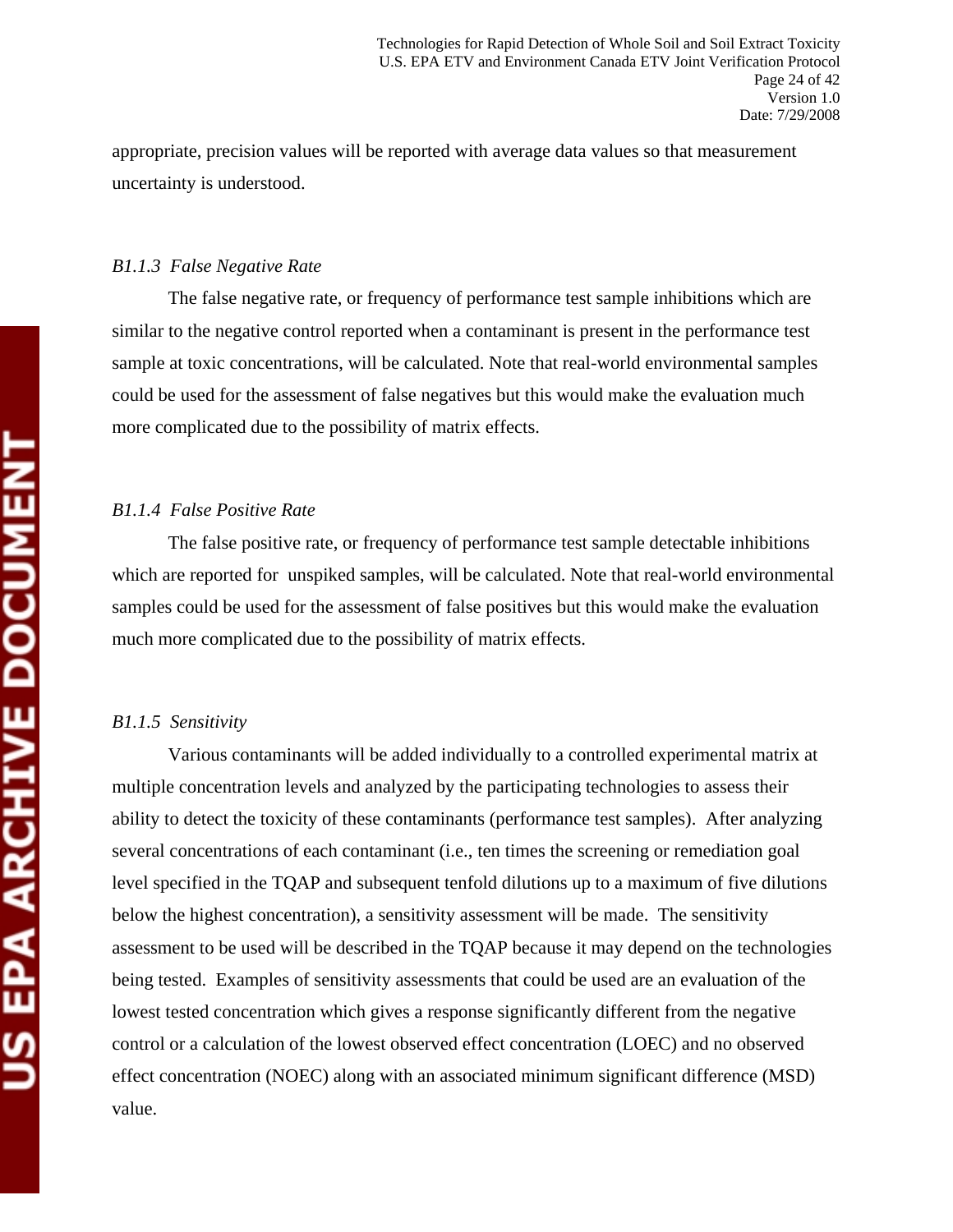appropriate, precision values will be reported with average data values so that measurement uncertainty is understood.

### *B1.1.3 False Negative Rate*

The false negative rate, or frequency of performance test sample inhibitions which are similar to the negative control reported when a contaminant is present in the performance test sample at toxic concentrations, will be calculated. Note that real-world environmental samples could be used for the assessment of false negatives but this would make the evaluation much more complicated due to the possibility of matrix effects.

### *B1.1.4 False Positive Rate*

The false positive rate, or frequency of performance test sample detectable inhibitions which are reported for unspiked samples, will be calculated. Note that real-world environmental samples could be used for the assessment of false positives but this would make the evaluation much more complicated due to the possibility of matrix effects.

### *B1.1.5 Sensitivity*

Various contaminants will be added individually to a controlled experimental matrix at multiple concentration levels and analyzed by the participating technologies to assess their ability to detect the toxicity of these contaminants (performance test samples). After analyzing several concentrations of each contaminant (i.e., ten times the screening or remediation goal level specified in the TQAP and subsequent tenfold dilutions up to a maximum of five dilutions below the highest concentration), a sensitivity assessment will be made. The sensitivity assessment to be used will be described in the TQAP because it may depend on the technologies being tested. Examples of sensitivity assessments that could be used are an evaluation of the lowest tested concentration which gives a response significantly different from the negative control or a calculation of the lowest observed effect concentration (LOEC) and no observed effect concentration (NOEC) along with an associated minimum significant difference (MSD) value.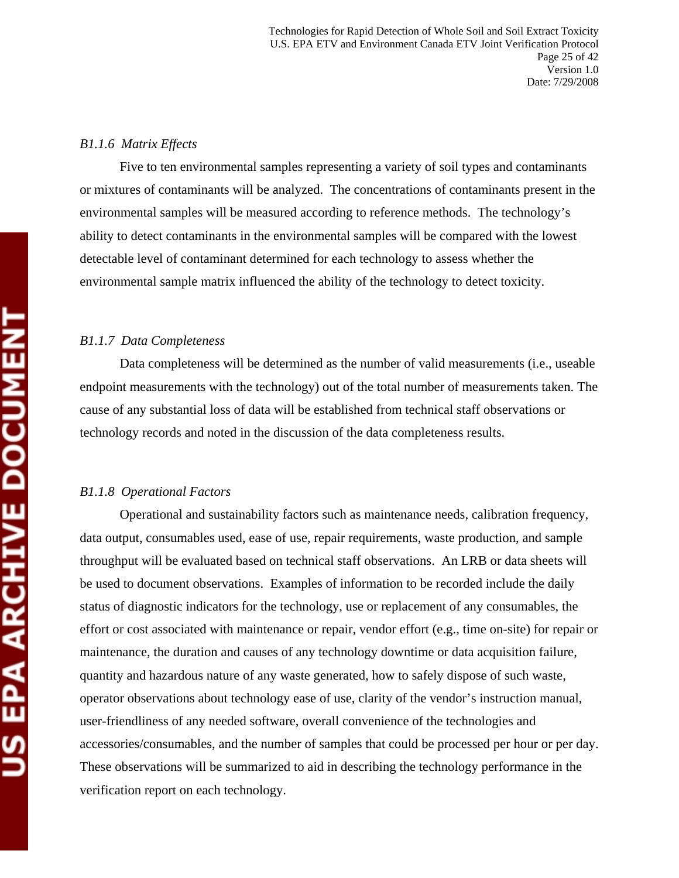*B1.1.6 Matrix Effects*

Five to ten environmental samples representing a variety of soil types and contaminants or mixtures of contaminants will be analyzed. The concentrations of contaminants present in the environmental samples will be measured according to reference methods. The technology's ability to detect contaminants in the environmental samples will be compared with the lowest detectable level of contaminant determined for each technology to assess whether the environmental sample matrix influenced the ability of the technology to detect toxicity.

*B1.1.7 Data Completeness*

Data completeness will be determined as the number of valid measurements (i.e., useable endpoint measurements with the technology) out of the total number of measurements taken. The cause of any substantial loss of data will be established from technical staff observations or technology records and noted in the discussion of the data completeness results.

*B1.1.8 Operational Factors*

Operational and sustainability factors such as maintenance needs, calibration frequency, data output, consumables used, ease of use, repair requirements, waste production, and sample throughput will be evaluated based on technical staff observations. An LRB or data sheets will be used to document observations. Examples of information to be recorded include the daily status of diagnostic indicators for the technology, use or replacement of any consumables, the effort or cost associated with maintenance or repair, vendor effort (e.g., time on-site) for repair or maintenance, the duration and causes of any technology downtime or data acquisition failure, quantity and hazardous nature of any waste generated, how to safely dispose of such waste, operator observations about technology ease of use, clarity of the vendor's instruction manual, user-friendliness of any needed software, overall convenience of the technologies and accessories/consumables, and the number of samples that could be processed per hour or per day. These observations will be summarized to aid in describing the technology performance in the verification report on each technology.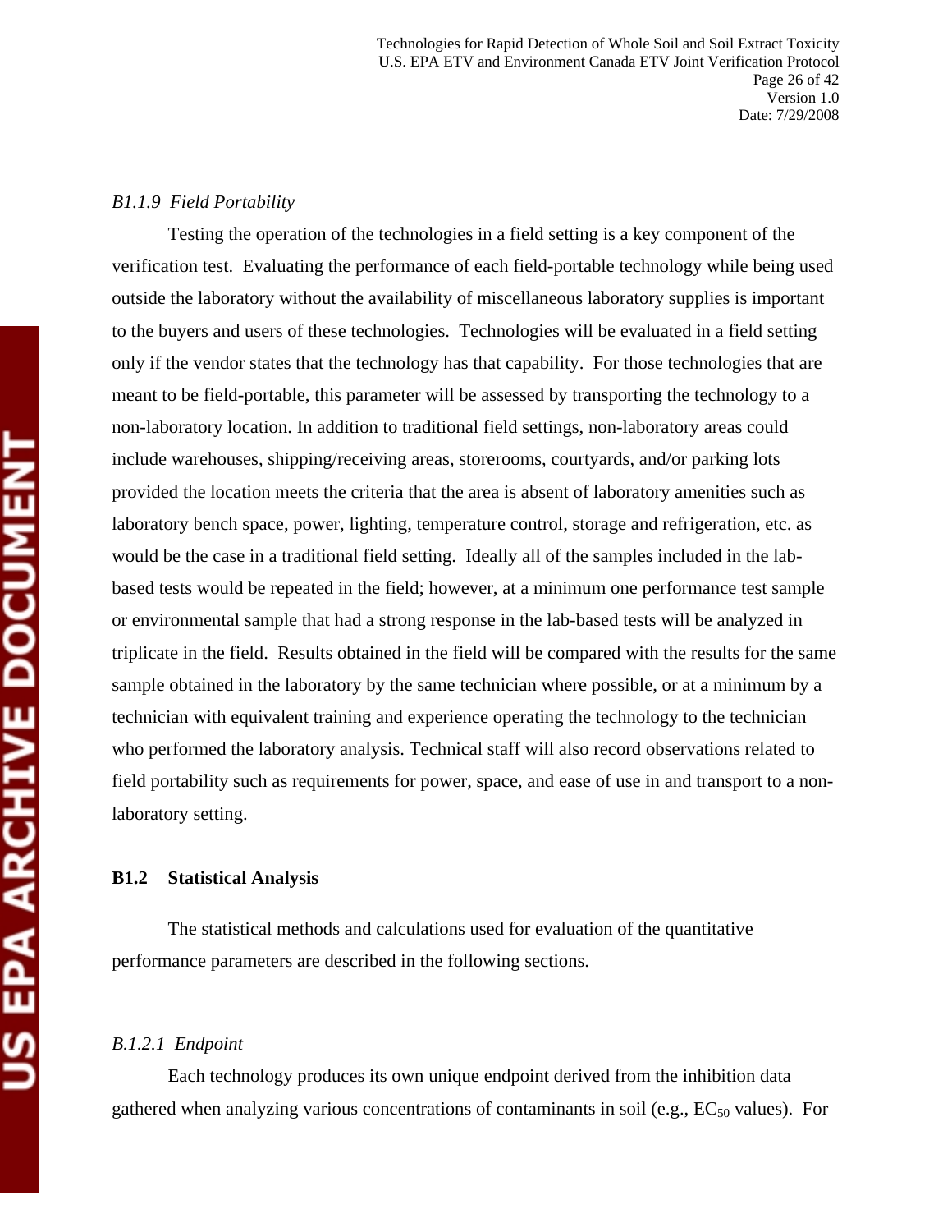*B1.1.9 Field Portability*

Testing the operation of the technologies in a field setting is a key component of the verification test. Evaluating the performance of each field-portable technology while being used outside the laboratory without the availability of miscellaneous laboratory supplies is important to the buyers and users of these technologies. Technologies will be evaluated in a field setting only if the vendor states that the technology has that capability. For those technologies that are meant to be field-portable, this parameter will be assessed by transporting the technology to a non-laboratory location. In addition to traditional field settings, non-laboratory areas could include warehouses, shipping/receiving areas, storerooms, courtyards, and/or parking lots provided the location meets the criteria that the area is absent of laboratory amenities such as laboratory bench space, power, lighting, temperature control, storage and refrigeration, etc. as would be the case in a traditional field setting. Ideally all of the samples included in the lab-based tests would be repeated in the field; however, at a minimum one performance test sample or environmental sample that had a strong response in the lab-based tests will be analyzed in triplicate in the field. Results obtained in the field will be compared with the results for the same sample obtained in the laboratory by the same technician where possible, or at a minimum by a technician with equivalent training and experience operating the technology to the technician who performed the laboratory analysis. Technical staff will also record observations related to field portability such as requirements for power, space, and ease of use in and transport to a non-laboratory setting.

## B1.2 Statistical Analysis

The statistical methods and calculations used for evaluation of the quantitative performance parameters are described in the following sections.

*B.1.2.1 Endpoint*

Each technology produces its own unique endpoint derived from the inhibition data gathered when analyzing various concentrations of contaminants in soil (e.g., $EC_{50}$ values). For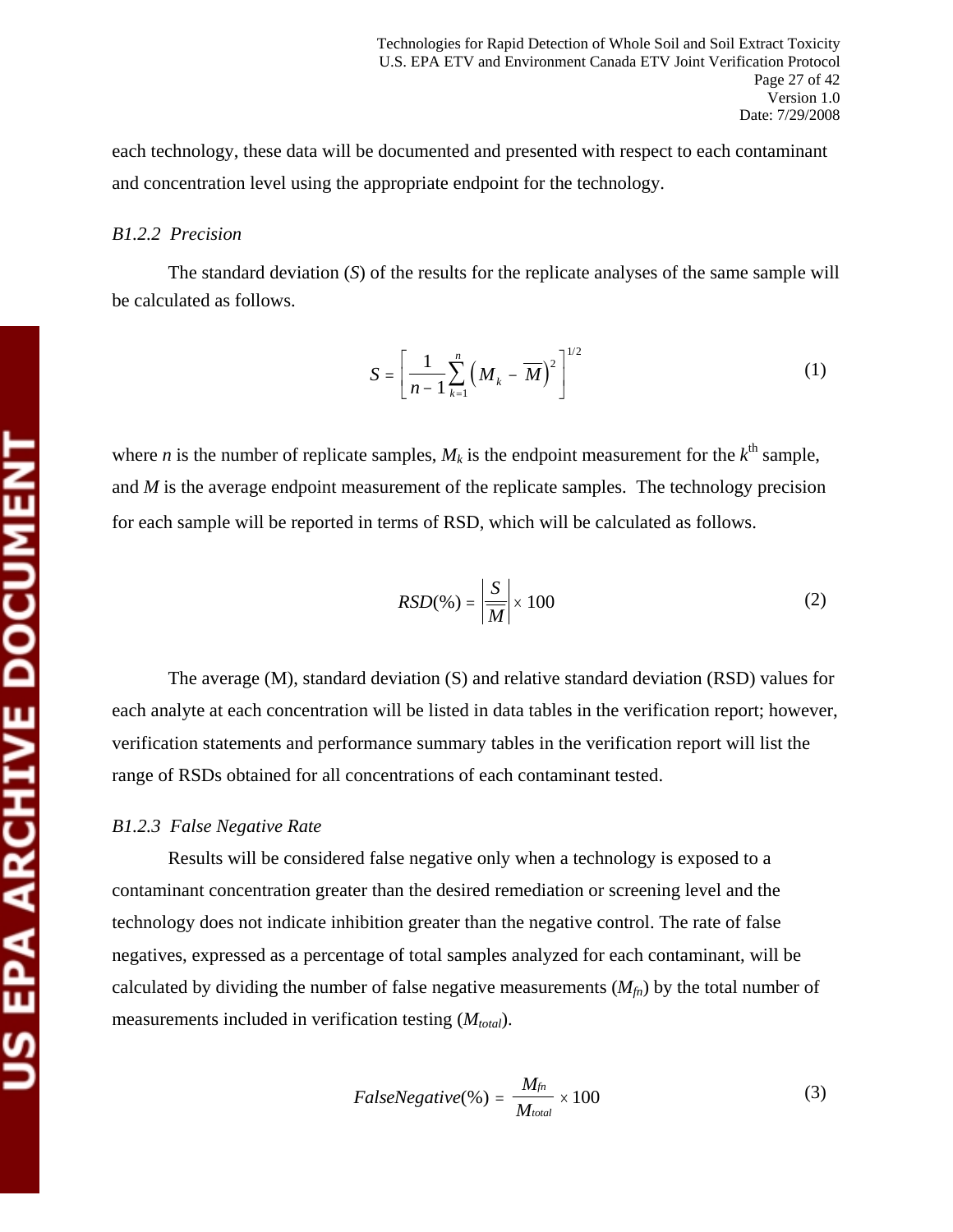each technology, these data will be documented and presented with respect to each contaminant and concentration level using the appropriate endpoint for the technology.

### *B1.2.2 Precision*

The standard deviation ($S$) of the results for the replicate analyses of the same sample will be calculated as follows.

$$S = \left[ \frac{1}{n-1} \sum_{k=1}^{n} \left( M_k - \overline{M} \right)^2 \right]^{1/2} \tag{1}$$

where $n$ is the number of replicate samples, $M_k$ is the endpoint measurement for the $k^{th}$ sample, and $M$ is the average endpoint measurement of the replicate samples. The technology precision for each sample will be reported in terms of RSD, which will be calculated as follows.

$$RSD(\%) = \left| \frac{S}{\overline{M}} \right| \times 100 \tag{2}$$

The average (M), standard deviation (S) and relative standard deviation (RSD) values for each analyte at each concentration will be listed in data tables in the verification report; however, verification statements and performance summary tables in the verification report will list the range of RSDs obtained for all concentrations of each contaminant tested.

### *B1.2.3 False Negative Rate*

Results will be considered false negative only when a technology is exposed to a contaminant concentration greater than the desired remediation or screening level and the technology does not indicate inhibition greater than the negative control. The rate of false negatives, expressed as a percentage of total samples analyzed for each contaminant, will be calculated by dividing the number of false negative measurements ($M_{fn}$) by the total number of measurements included in verification testing ($M_{total}$).

$$FalseNegative(\%) = \frac{M_{fn}}{M_{total}} \times 100 \tag{3}$$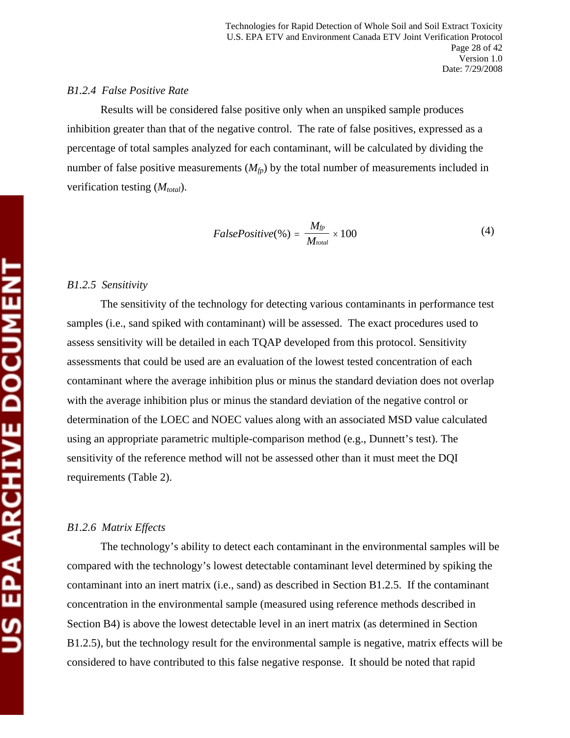### *B1.2.4 False Positive Rate*

Results will be considered false positive only when an unspiked sample produces inhibition greater than that of the negative control. The rate of false positives, expressed as a percentage of total samples analyzed for each contaminant, will be calculated by dividing the number of false positive measurements ($M_{fp}$) by the total number of measurements included in verification testing ($M_{total}$).

$$FalsePositive(\%) = \frac{M_{fp}}{M_{total}} \times 100 \tag{4}$$

### *B1.2.5 Sensitivity*

The sensitivity of the technology for detecting various contaminants in performance test samples (i.e., sand spiked with contaminant) will be assessed. The exact procedures used to assess sensitivity will be detailed in each TQAP developed from this protocol. Sensitivity assessments that could be used are an evaluation of the lowest tested concentration of each contaminant where the average inhibition plus or minus the standard deviation does not overlap with the average inhibition plus or minus the standard deviation of the negative control or determination of the LOEC and NOEC values along with an associated MSD value calculated using an appropriate parametric multiple-comparison method (e.g., Dunnett's test). The sensitivity of the reference method will not be assessed other than it must meet the DQI requirements (Table 2).

### *B1.2.6 Matrix Effects*

The technology's ability to detect each contaminant in the environmental samples will be compared with the technology's lowest detectable contaminant level determined by spiking the contaminant into an inert matrix (i.e., sand) as described in Section B1.2.5. If the contaminant concentration in the environmental sample (measured using reference methods described in Section B4) is above the lowest detectable level in an inert matrix (as determined in Section B1.2.5), but the technology result for the environmental sample is negative, matrix effects will be considered to have contributed to this false negative response. It should be noted that rapid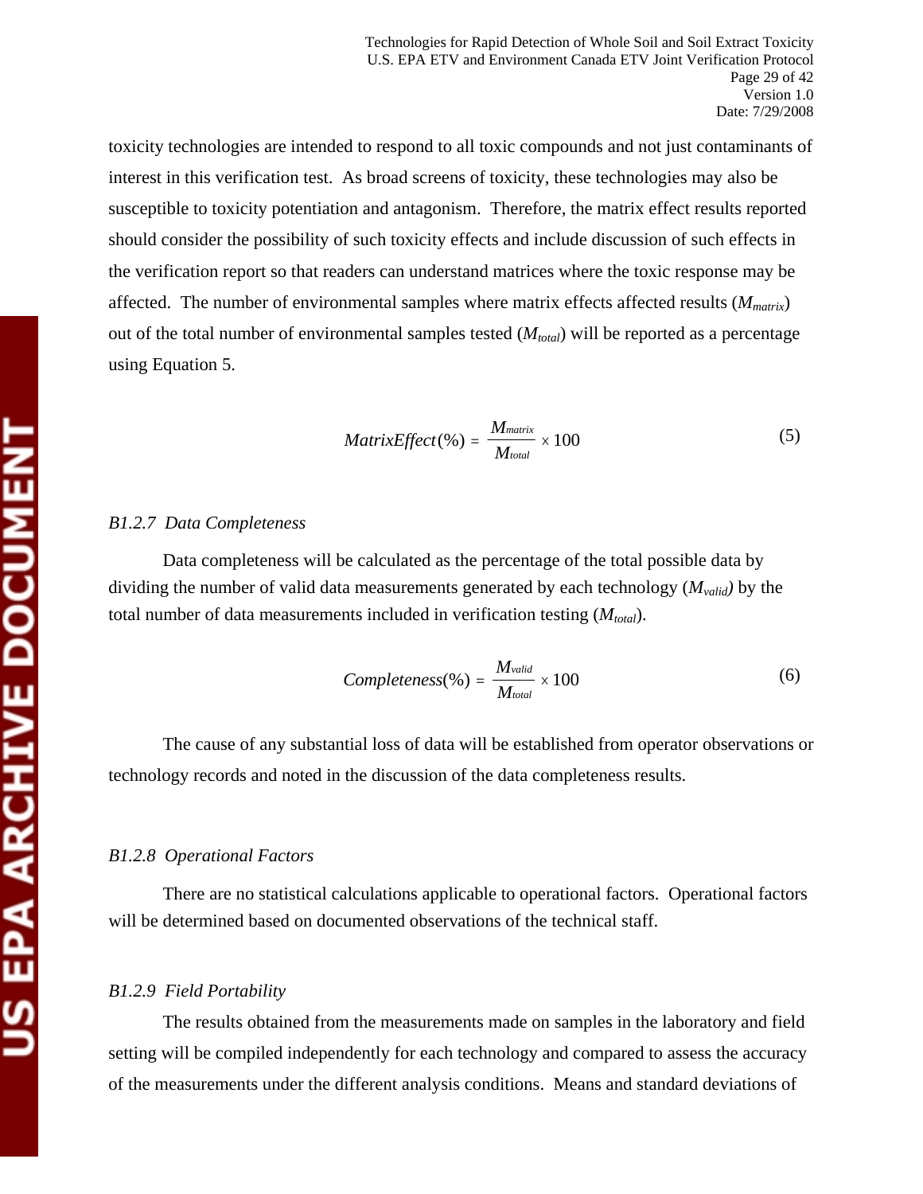toxicity technologies are intended to respond to all toxic compounds and not just contaminants of interest in this verification test. As broad screens of toxicity, these technologies may also be susceptible to toxicity potentiation and antagonism. Therefore, the matrix effect results reported should consider the possibility of such toxicity effects and include discussion of such effects in the verification report so that readers can understand matrices where the toxic response may be affected. The number of environmental samples where matrix effects affected results ($M_{matrix}$) out of the total number of environmental samples tested ($M_{total}$) will be reported as a percentage using Equation 5.

$$MatrixEffect(\%) = \frac{M_{matrix}}{M_{total}} \times 100 \tag{5}$$

### *B1.2.7 Data Completeness*

Data completeness will be calculated as the percentage of the total possible data by dividing the number of valid data measurements generated by each technology ($M_{valid}$) by the total number of data measurements included in verification testing ($M_{total}$).

$$Completeness(\%) = \frac{M_{valid}}{M_{total}} \times 100 \tag{6}$$

The cause of any substantial loss of data will be established from operator observations or technology records and noted in the discussion of the data completeness results.

### *B1.2.8 Operational Factors*

There are no statistical calculations applicable to operational factors. Operational factors will be determined based on documented observations of the technical staff.

### *B1.2.9 Field Portability*

The results obtained from the measurements made on samples in the laboratory and field setting will be compiled independently for each technology and compared to assess the accuracy of the measurements under the different analysis conditions. Means and standard deviations of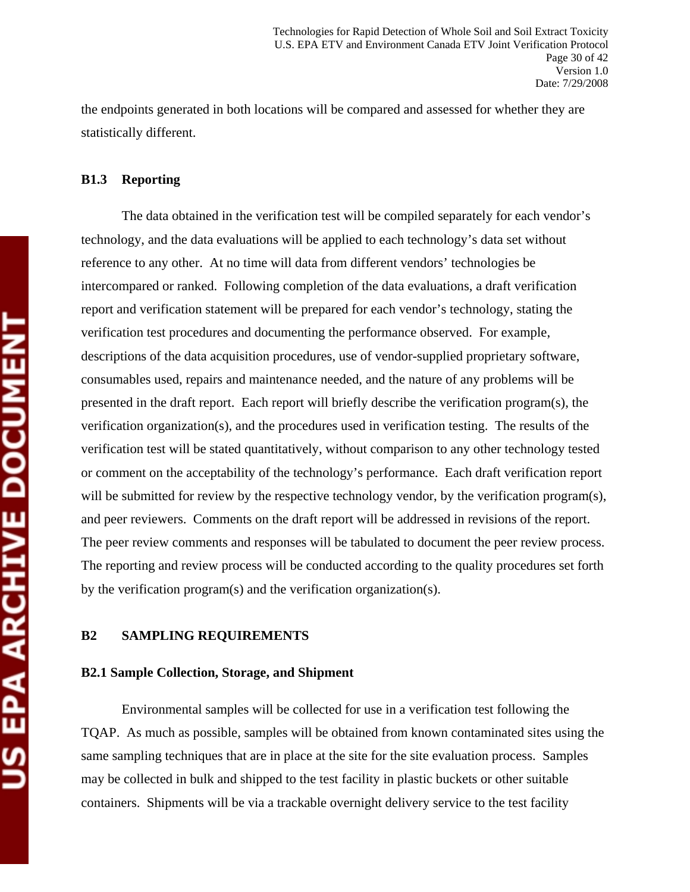the endpoints generated in both locations will be compared and assessed for whether they are statistically different.

### B1.3 Reporting

The data obtained in the verification test will be compiled separately for each vendor's technology, and the data evaluations will be applied to each technology's data set without reference to any other. At no time will data from different vendors' technologies be intercompared or ranked. Following completion of the data evaluations, a draft verification report and verification statement will be prepared for each vendor's technology, stating the verification test procedures and documenting the performance observed. For example, descriptions of the data acquisition procedures, use of vendor-supplied proprietary software, consumables used, repairs and maintenance needed, and the nature of any problems will be presented in the draft report. Each report will briefly describe the verification program(s), the verification organization(s), and the procedures used in verification testing. The results of the verification test will be stated quantitatively, without comparison to any other technology tested or comment on the acceptability of the technology's performance. Each draft verification report will be submitted for review by the respective technology vendor, by the verification program(s), and peer reviewers. Comments on the draft report will be addressed in revisions of the report. The peer review comments and responses will be tabulated to document the peer review process. The reporting and review process will be conducted according to the quality procedures set forth by the verification program(s) and the verification organization(s).

## B2 SAMPLING REQUIREMENTS

### B2.1 Sample Collection, Storage, and Shipment

Environmental samples will be collected for use in a verification test following the TQAP. As much as possible, samples will be obtained from known contaminated sites using the same sampling techniques that are in place at the site for the site evaluation process. Samples may be collected in bulk and shipped to the test facility in plastic buckets or other suitable containers. Shipments will be via a trackable overnight delivery service to the test facility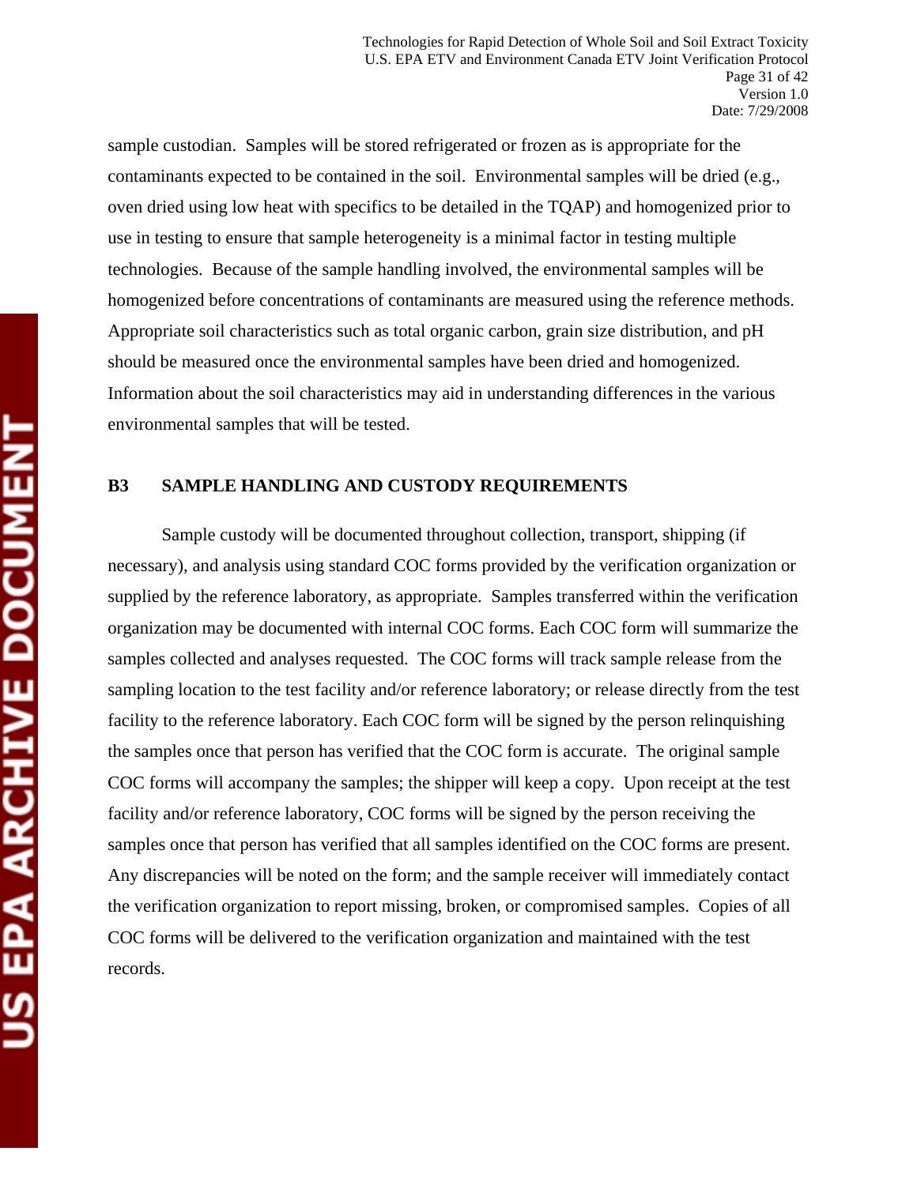sample custodian. Samples will be stored refrigerated or frozen as is appropriate for the contaminants expected to be contained in the soil. Environmental samples will be dried (e.g., oven dried using low heat with specifics to be detailed in the TQAP) and homogenized prior to use in testing to ensure that sample heterogeneity is a minimal factor in testing multiple technologies. Because of the sample handling involved, the environmental samples will be homogenized before concentrations of contaminants are measured using the reference methods. Appropriate soil characteristics such as total organic carbon, grain size distribution, and pH should be measured once the environmental samples have been dried and homogenized. Information about the soil characteristics may aid in understanding differences in the various environmental samples that will be tested.

## B3 SAMPLE HANDLING AND CUSTODY REQUIREMENTS

Sample custody will be documented throughout collection, transport, shipping (if necessary), and analysis using standard COC forms provided by the verification organization or supplied by the reference laboratory, as appropriate. Samples transferred within the verification organization may be documented with internal COC forms. Each COC form will summarize the samples collected and analyses requested. The COC forms will track sample release from the sampling location to the test facility and/or reference laboratory; or release directly from the test facility to the reference laboratory. Each COC form will be signed by the person relinquishing the samples once that person has verified that the COC form is accurate. The original sample COC forms will accompany the samples; the shipper will keep a copy. Upon receipt at the test facility and/or reference laboratory, COC forms will be signed by the person receiving the samples once that person has verified that all samples identified on the COC forms are present. Any discrepancies will be noted on the form; and the sample receiver will immediately contact the verification organization to report missing, broken, or compromised samples. Copies of all COC forms will be delivered to the verification organization and maintained with the test records.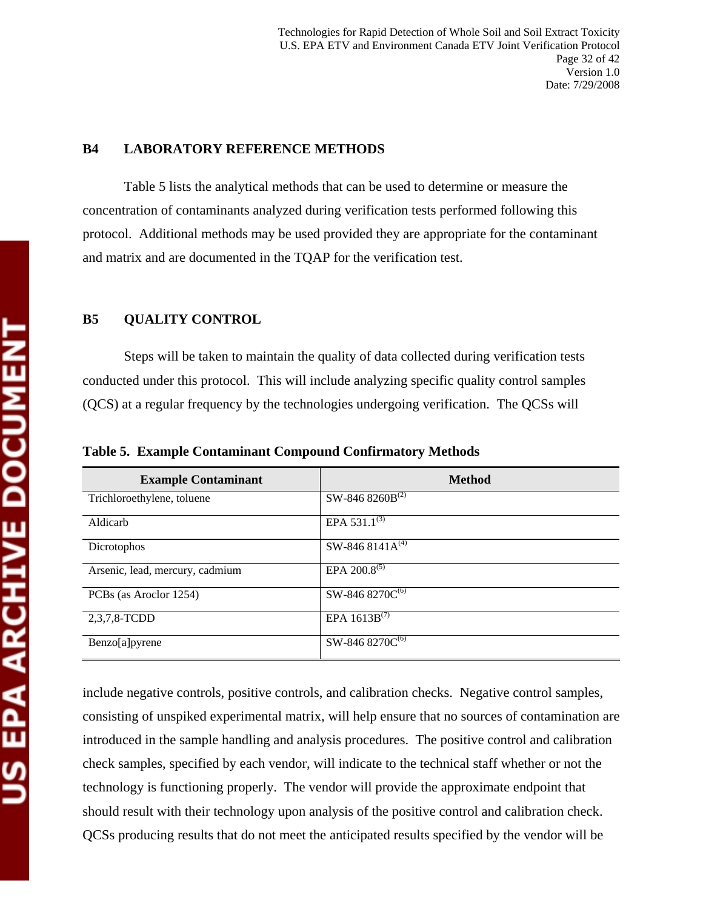## B4 LABORATORY REFERENCE METHODS

Table 5 lists the analytical methods that can be used to determine or measure the concentration of contaminants analyzed during verification tests performed following this protocol. Additional methods may be used provided they are appropriate for the contaminant and matrix and are documented in the TQAP for the verification test.

## B5 QUALITY CONTROL

Steps will be taken to maintain the quality of data collected during verification tests conducted under this protocol. This will include analyzing specific quality control samples (QCS) at a regular frequency by the technologies undergoing verification. The QCSs will include negative controls, positive controls, and calibration checks. Negative control samples, consisting of unspiked experimental matrix, will help ensure that no sources of contamination are introduced in the sample handling and analysis procedures. The positive control and calibration check samples, specified by each vendor, will indicate to the technical staff whether or not the technology is functioning properly. The vendor will provide the approximate endpoint that should result with their technology upon analysis of the positive control and calibration check. QCSs producing results that do not meet the anticipated results specified by the vendor will be

**Table 5. Example Contaminant Compound Confirmatory Methods**

| Example Contaminant | Method |
|---|---|
| Trichloroethylene, toluene | SW-846 8260B[(2)] |
| Aldicarb | EPA 531.1[(3)] |
| Dicrotophos | SW-846 8141A[(4)] |
| Arsenic, lead, mercury, cadmium | EPA 200.8[(5)] |
| PCBs (as Aroclor 1254) | SW-846 8270C[(6)] |
| 2,3,7,8-TCDD | EPA 1613B[(7)] |
| Benzo[a]pyrene | SW-846 8270C[(6)] |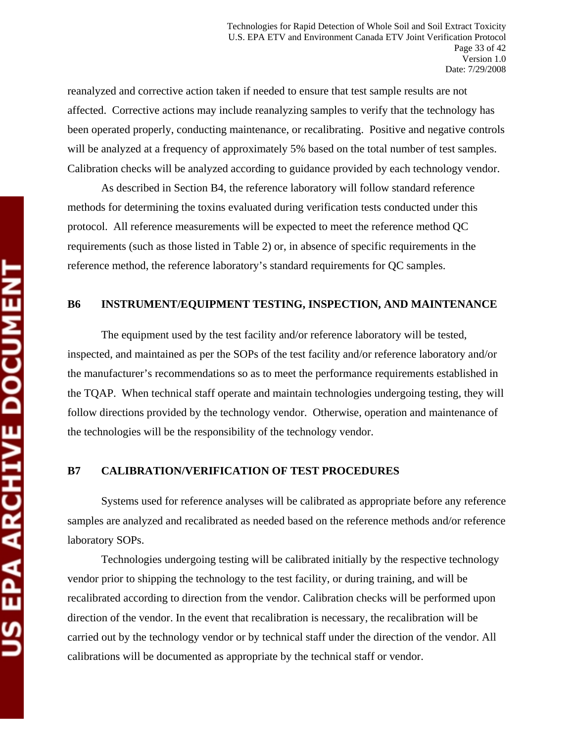reanalyzed and corrective action taken if needed to ensure that test sample results are not affected. Corrective actions may include reanalyzing samples to verify that the technology has been operated properly, conducting maintenance, or recalibrating. Positive and negative controls will be analyzed at a frequency of approximately 5% based on the total number of test samples. Calibration checks will be analyzed according to guidance provided by each technology vendor.

As described in Section B4, the reference laboratory will follow standard reference methods for determining the toxins evaluated during verification tests conducted under this protocol. All reference measurements will be expected to meet the reference method QC requirements (such as those listed in Table 2) or, in absence of specific requirements in the reference method, the reference laboratory's standard requirements for QC samples.

## B6 INSTRUMENT/EQUIPMENT TESTING, INSPECTION, AND MAINTENANCE

The equipment used by the test facility and/or reference laboratory will be tested, inspected, and maintained as per the SOPs of the test facility and/or reference laboratory and/or the manufacturer's recommendations so as to meet the performance requirements established in the TQAP. When technical staff operate and maintain technologies undergoing testing, they will follow directions provided by the technology vendor. Otherwise, operation and maintenance of the technologies will be the responsibility of the technology vendor.

## B7 CALIBRATION/VERIFICATION OF TEST PROCEDURES

Systems used for reference analyses will be calibrated as appropriate before any reference samples are analyzed and recalibrated as needed based on the reference methods and/or reference laboratory SOPs.

Technologies undergoing testing will be calibrated initially by the respective technology vendor prior to shipping the technology to the test facility, or during training, and will be recalibrated according to direction from the vendor. Calibration checks will be performed upon direction of the vendor. In the event that recalibration is necessary, the recalibration will be carried out by the technology vendor or by technical staff under the direction of the vendor. All calibrations will be documented as appropriate by the technical staff or vendor.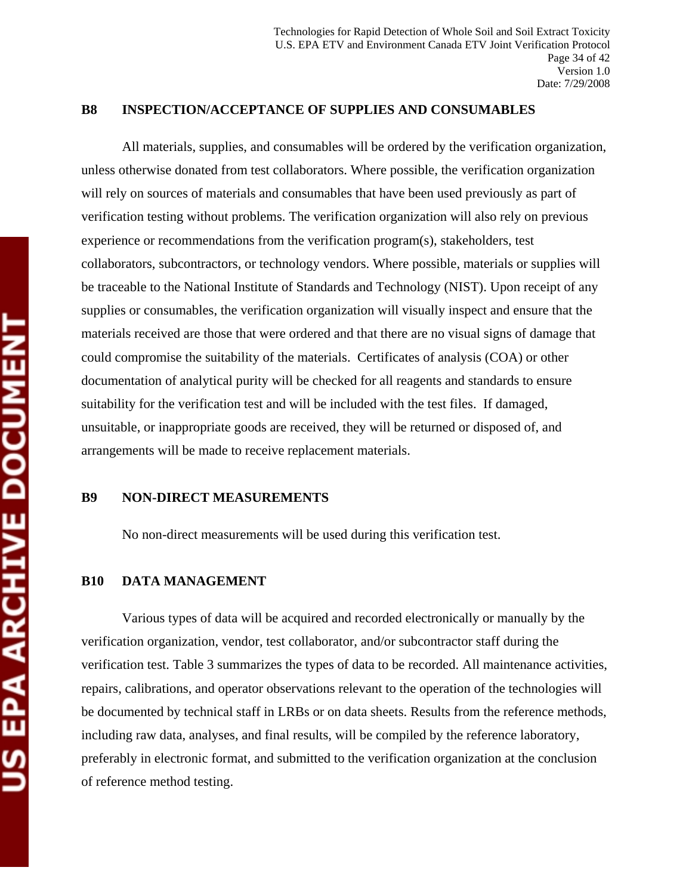## B8 INSPECTION/ACCEPTANCE OF SUPPLIES AND CONSUMABLES

All materials, supplies, and consumables will be ordered by the verification organization, unless otherwise donated from test collaborators. Where possible, the verification organization will rely on sources of materials and consumables that have been used previously as part of verification testing without problems. The verification organization will also rely on previous experience or recommendations from the verification program(s), stakeholders, test collaborators, subcontractors, or technology vendors. Where possible, materials or supplies will be traceable to the National Institute of Standards and Technology (NIST). Upon receipt of any supplies or consumables, the verification organization will visually inspect and ensure that the materials received are those that were ordered and that there are no visual signs of damage that could compromise the suitability of the materials. Certificates of analysis (COA) or other documentation of analytical purity will be checked for all reagents and standards to ensure suitability for the verification test and will be included with the test files. If damaged, unsuitable, or inappropriate goods are received, they will be returned or disposed of, and arrangements will be made to receive replacement materials.

## B9 NON-DIRECT MEASUREMENTS

No non-direct measurements will be used during this verification test.

## B10 DATA MANAGEMENT

Various types of data will be acquired and recorded electronically or manually by the verification organization, vendor, test collaborator, and/or subcontractor staff during the verification test. Table 3 summarizes the types of data to be recorded. All maintenance activities, repairs, calibrations, and operator observations relevant to the operation of the technologies will be documented by technical staff in LRBs or on data sheets. Results from the reference methods, including raw data, analyses, and final results, will be compiled by the reference laboratory, preferably in electronic format, and submitted to the verification organization at the conclusion of reference method testing.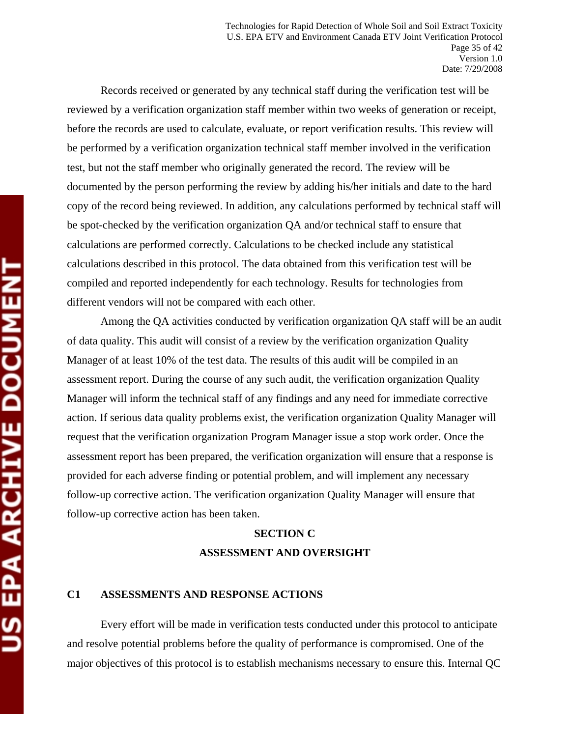Records received or generated by any technical staff during the verification test will be reviewed by a verification organization staff member within two weeks of generation or receipt, before the records are used to calculate, evaluate, or report verification results. This review will be performed by a verification organization technical staff member involved in the verification test, but not the staff member who originally generated the record. The review will be documented by the person performing the review by adding his/her initials and date to the hard copy of the record being reviewed. In addition, any calculations performed by technical staff will be spot-checked by the verification organization QA and/or technical staff to ensure that calculations are performed correctly. Calculations to be checked include any statistical calculations described in this protocol. The data obtained from this verification test will be compiled and reported independently for each technology. Results for technologies from different vendors will not be compared with each other.

Among the QA activities conducted by verification organization QA staff will be an audit of data quality. This audit will consist of a review by the verification organization Quality Manager of at least 10% of the test data. The results of this audit will be compiled in an assessment report. During the course of any such audit, the verification organization Quality Manager will inform the technical staff of any findings and any need for immediate corrective action. If serious data quality problems exist, the verification organization Quality Manager will request that the verification organization Program Manager issue a stop work order. Once the assessment report has been prepared, the verification organization will ensure that a response is provided for each adverse finding or potential problem, and will implement any necessary follow-up corrective action. The verification organization Quality Manager will ensure that follow-up corrective action has been taken.

# SECTION C
# ASSESSMENT AND OVERSIGHT

## C1 ASSESSMENTS AND RESPONSE ACTIONS

Every effort will be made in verification tests conducted under this protocol to anticipate and resolve potential problems before the quality of performance is compromised. One of the major objectives of this protocol is to establish mechanisms necessary to ensure this. Internal QC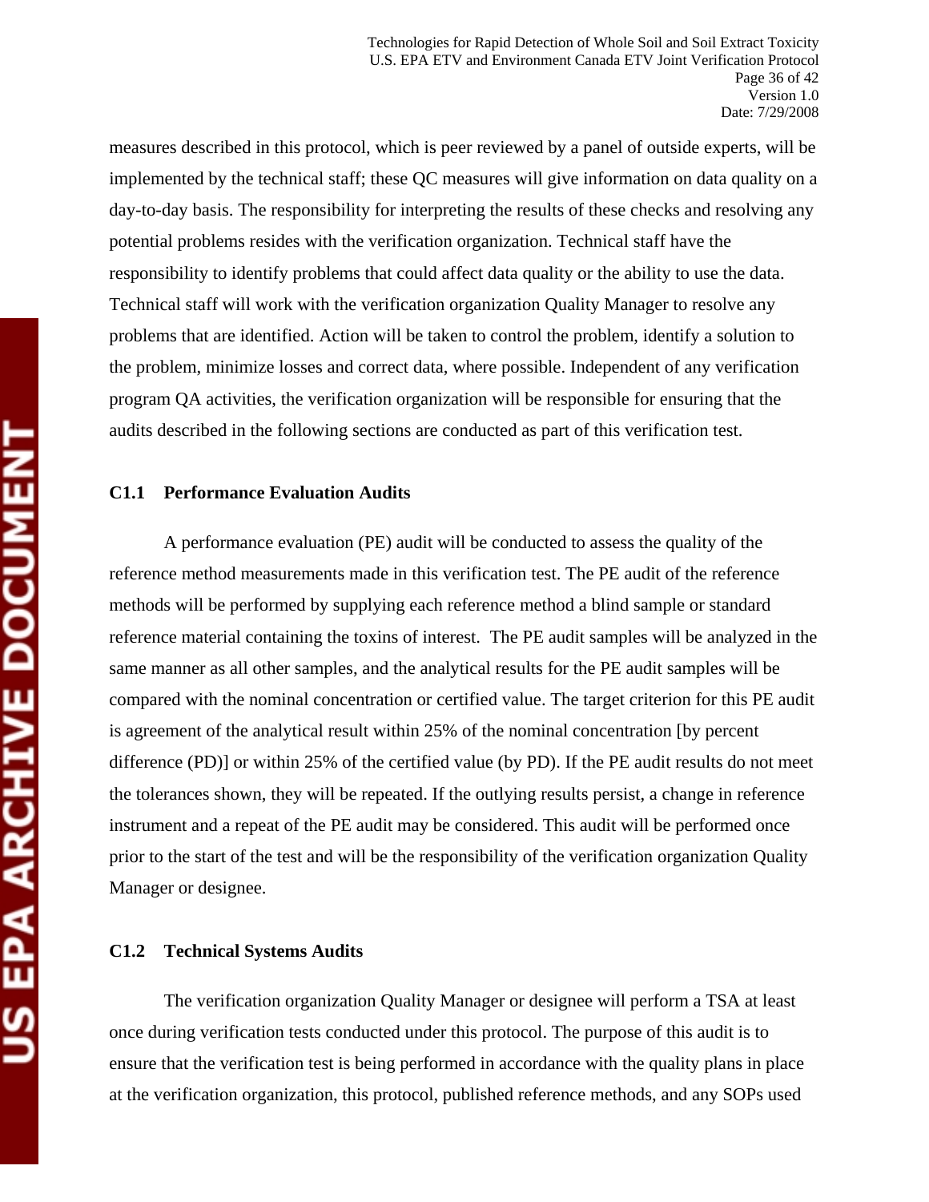measures described in this protocol, which is peer reviewed by a panel of outside experts, will be implemented by the technical staff; these QC measures will give information on data quality on a day-to-day basis. The responsibility for interpreting the results of these checks and resolving any potential problems resides with the verification organization. Technical staff have the responsibility to identify problems that could affect data quality or the ability to use the data. Technical staff will work with the verification organization Quality Manager to resolve any problems that are identified. Action will be taken to control the problem, identify a solution to the problem, minimize losses and correct data, where possible. Independent of any verification program QA activities, the verification organization will be responsible for ensuring that the audits described in the following sections are conducted as part of this verification test.

### C1.1 Performance Evaluation Audits

A performance evaluation (PE) audit will be conducted to assess the quality of the reference method measurements made in this verification test. The PE audit of the reference methods will be performed by supplying each reference method a blind sample or standard reference material containing the toxins of interest. The PE audit samples will be analyzed in the same manner as all other samples, and the analytical results for the PE audit samples will be compared with the nominal concentration or certified value. The target criterion for this PE audit is agreement of the analytical result within 25% of the nominal concentration [by percent difference (PD)] or within 25% of the certified value (by PD). If the PE audit results do not meet the tolerances shown, they will be repeated. If the outlying results persist, a change in reference instrument and a repeat of the PE audit may be considered. This audit will be performed once prior to the start of the test and will be the responsibility of the verification organization Quality Manager or designee.

### C1.2 Technical Systems Audits

The verification organization Quality Manager or designee will perform a TSA at least once during verification tests conducted under this protocol. The purpose of this audit is to ensure that the verification test is being performed in accordance with the quality plans in place at the verification organization, this protocol, published reference methods, and any SOPs used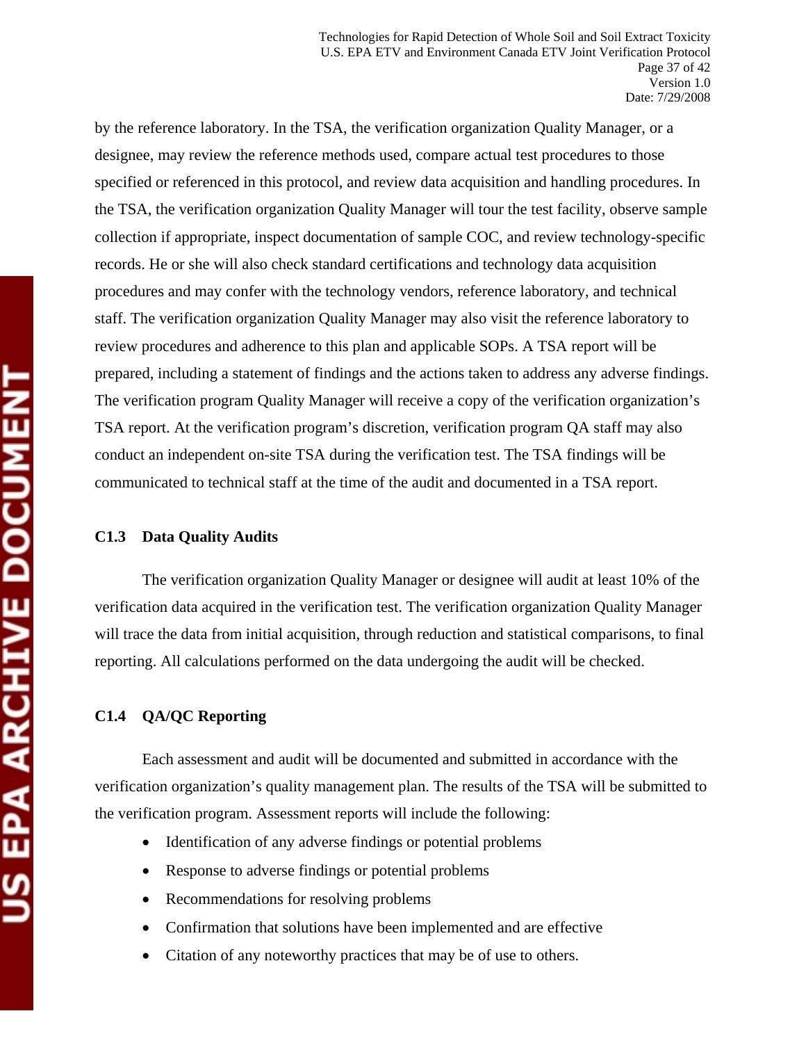by the reference laboratory. In the TSA, the verification organization Quality Manager, or a designee, may review the reference methods used, compare actual test procedures to those specified or referenced in this protocol, and review data acquisition and handling procedures. In the TSA, the verification organization Quality Manager will tour the test facility, observe sample collection if appropriate, inspect documentation of sample COC, and review technology-specific records. He or she will also check standard certifications and technology data acquisition procedures and may confer with the technology vendors, reference laboratory, and technical staff. The verification organization Quality Manager may also visit the reference laboratory to review procedures and adherence to this plan and applicable SOPs. A TSA report will be prepared, including a statement of findings and the actions taken to address any adverse findings. The verification program Quality Manager will receive a copy of the verification organization's TSA report. At the verification program's discretion, verification program QA staff may also conduct an independent on-site TSA during the verification test. The TSA findings will be communicated to technical staff at the time of the audit and documented in a TSA report.

### C1.3 Data Quality Audits

The verification organization Quality Manager or designee will audit at least 10% of the verification data acquired in the verification test. The verification organization Quality Manager will trace the data from initial acquisition, through reduction and statistical comparisons, to final reporting. All calculations performed on the data undergoing the audit will be checked.

### C1.4 QA/QC Reporting

Each assessment and audit will be documented and submitted in accordance with the verification organization's quality management plan. The results of the TSA will be submitted to the verification program. Assessment reports will include the following:

- Identification of any adverse findings or potential problems
- Response to adverse findings or potential problems
- Recommendations for resolving problems
- Confirmation that solutions have been implemented and are effective
- Citation of any noteworthy practices that may be of use to others.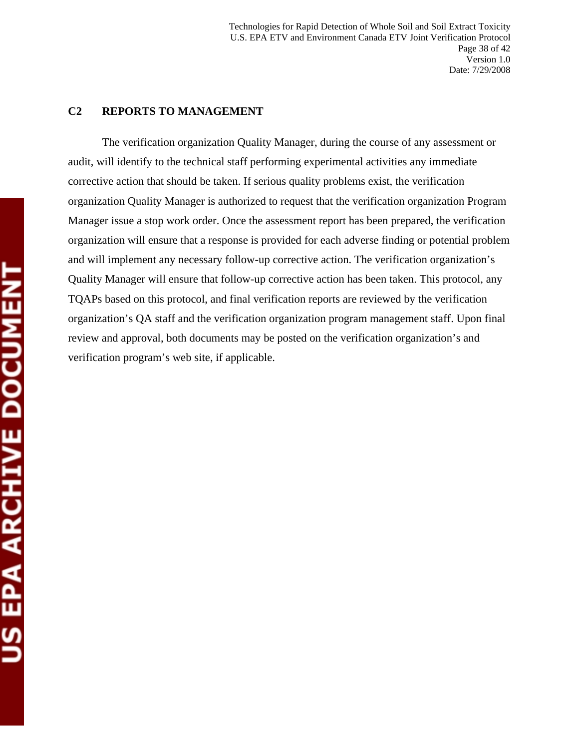## C2 REPORTS TO MANAGEMENT

The verification organization Quality Manager, during the course of any assessment or audit, will identify to the technical staff performing experimental activities any immediate corrective action that should be taken. If serious quality problems exist, the verification organization Quality Manager is authorized to request that the verification organization Program Manager issue a stop work order. Once the assessment report has been prepared, the verification organization will ensure that a response is provided for each adverse finding or potential problem and will implement any necessary follow-up corrective action. The verification organization's Quality Manager will ensure that follow-up corrective action has been taken. This protocol, any TQAPs based on this protocol, and final verification reports are reviewed by the verification organization's QA staff and the verification organization program management staff. Upon final review and approval, both documents may be posted on the verification organization's and verification program's web site, if applicable.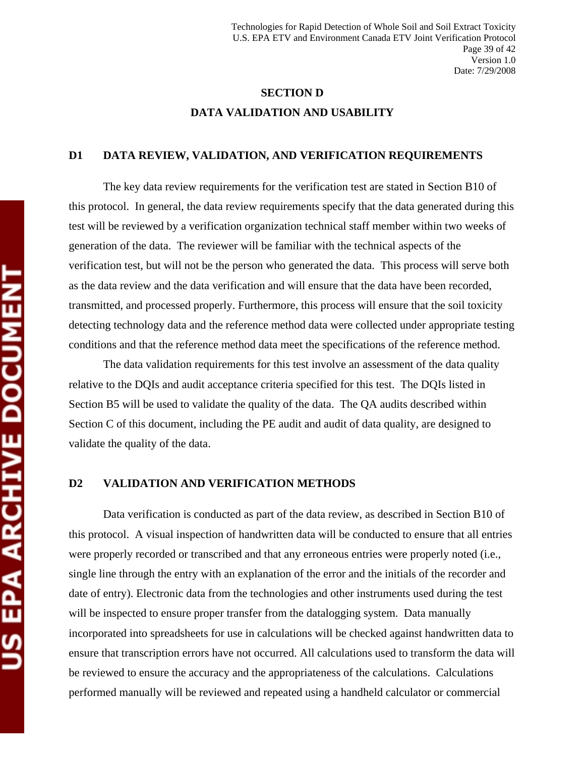# SECTION D

# DATA VALIDATION AND USABILITY

## D1 DATA REVIEW, VALIDATION, AND VERIFICATION REQUIREMENTS

The key data review requirements for the verification test are stated in Section B10 of this protocol. In general, the data review requirements specify that the data generated during this test will be reviewed by a verification organization technical staff member within two weeks of generation of the data. The reviewer will be familiar with the technical aspects of the verification test, but will not be the person who generated the data. This process will serve both as the data review and the data verification and will ensure that the data have been recorded, transmitted, and processed properly. Furthermore, this process will ensure that the soil toxicity detecting technology data and the reference method data were collected under appropriate testing conditions and that the reference method data meet the specifications of the reference method.

The data validation requirements for this test involve an assessment of the data quality relative to the DQIs and audit acceptance criteria specified for this test. The DQIs listed in Section B5 will be used to validate the quality of the data. The QA audits described within Section C of this document, including the PE audit and audit of data quality, are designed to validate the quality of the data.

## D2 VALIDATION AND VERIFICATION METHODS

Data verification is conducted as part of the data review, as described in Section B10 of this protocol. A visual inspection of handwritten data will be conducted to ensure that all entries were properly recorded or transcribed and that any erroneous entries were properly noted (i.e., single line through the entry with an explanation of the error and the initials of the recorder and date of entry). Electronic data from the technologies and other instruments used during the test will be inspected to ensure proper transfer from the datalogging system. Data manually incorporated into spreadsheets for use in calculations will be checked against handwritten data to ensure that transcription errors have not occurred. All calculations used to transform the data will be reviewed to ensure the accuracy and the appropriateness of the calculations. Calculations performed manually will be reviewed and repeated using a handheld calculator or commercial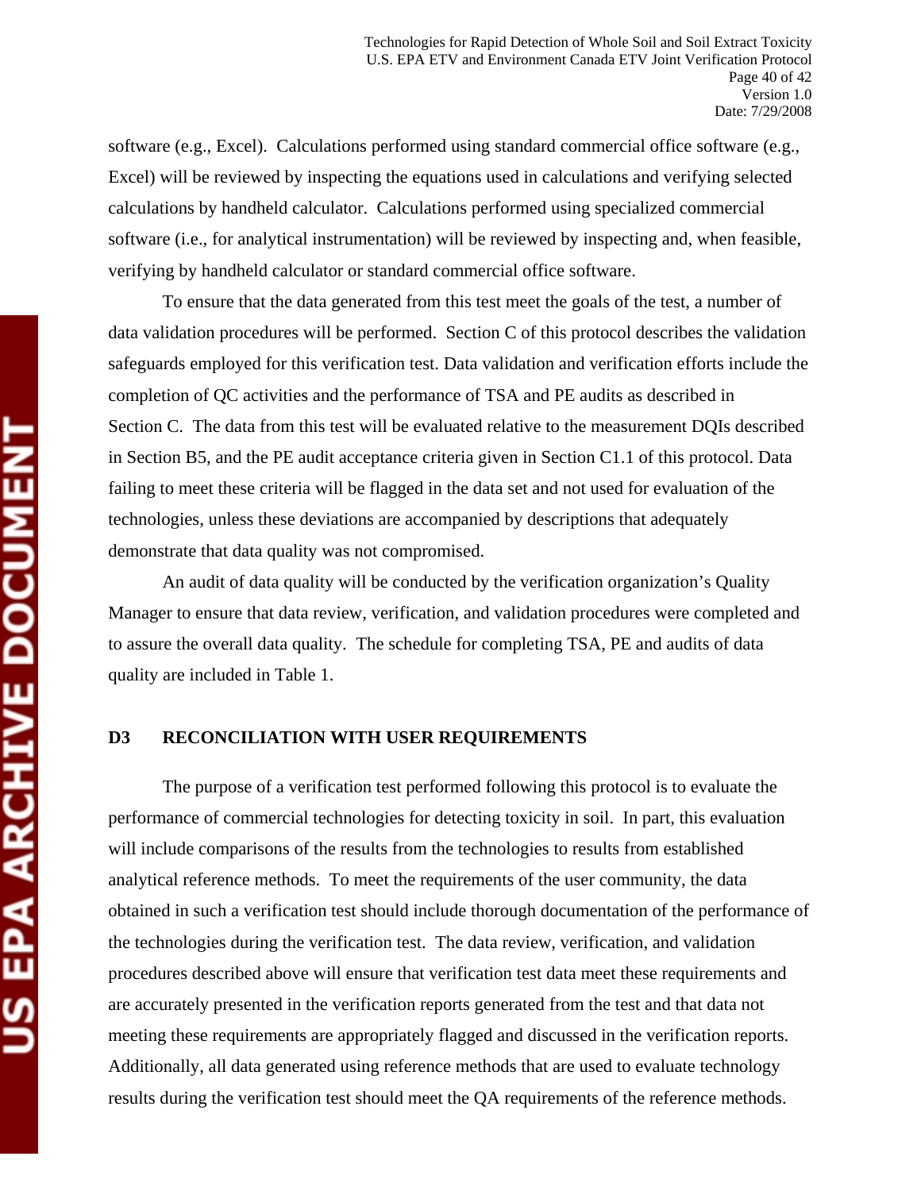software (e.g., Excel). Calculations performed using standard commercial office software (e.g., Excel) will be reviewed by inspecting the equations used in calculations and verifying selected calculations by handheld calculator. Calculations performed using specialized commercial software (i.e., for analytical instrumentation) will be reviewed by inspecting and, when feasible, verifying by handheld calculator or standard commercial office software.

To ensure that the data generated from this test meet the goals of the test, a number of data validation procedures will be performed. Section C of this protocol describes the validation safeguards employed for this verification test. Data validation and verification efforts include the completion of QC activities and the performance of TSA and PE audits as described in Section C. The data from this test will be evaluated relative to the measurement DQIs described in Section B5, and the PE audit acceptance criteria given in Section C1.1 of this protocol. Data failing to meet these criteria will be flagged in the data set and not used for evaluation of the technologies, unless these deviations are accompanied by descriptions that adequately demonstrate that data quality was not compromised.

An audit of data quality will be conducted by the verification organization's Quality Manager to ensure that data review, verification, and validation procedures were completed and to assure the overall data quality. The schedule for completing TSA, PE and audits of data quality are included in Table 1.

## D3 RECONCILIATION WITH USER REQUIREMENTS

The purpose of a verification test performed following this protocol is to evaluate the performance of commercial technologies for detecting toxicity in soil. In part, this evaluation will include comparisons of the results from the technologies to results from established analytical reference methods. To meet the requirements of the user community, the data obtained in such a verification test should include thorough documentation of the performance of the technologies during the verification test. The data review, verification, and validation procedures described above will ensure that verification test data meet these requirements and are accurately presented in the verification reports generated from the test and that data not meeting these requirements are appropriately flagged and discussed in the verification reports. Additionally, all data generated using reference methods that are used to evaluate technology results during the verification test should meet the QA requirements of the reference methods.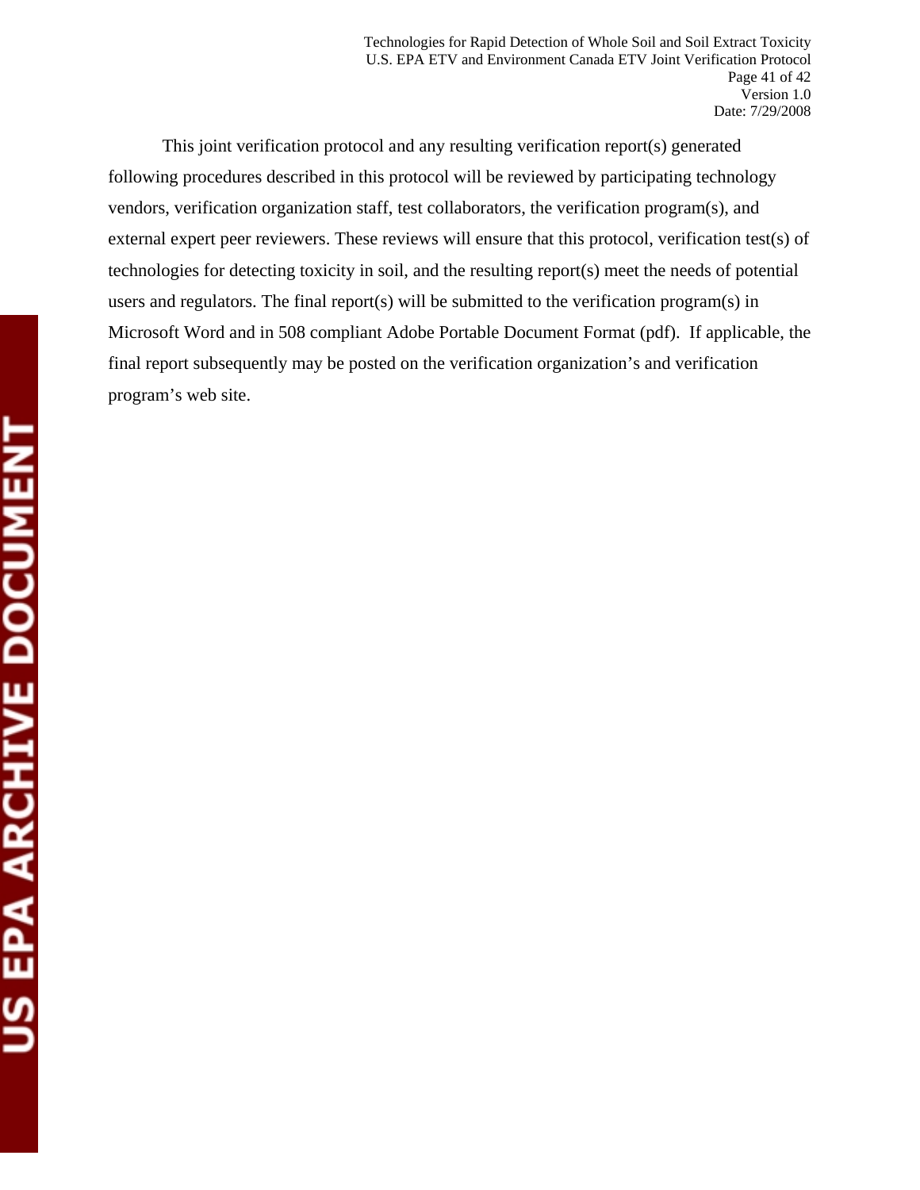This joint verification protocol and any resulting verification report(s) generated following procedures described in this protocol will be reviewed by participating technology vendors, verification organization staff, test collaborators, the verification program(s), and external expert peer reviewers. These reviews will ensure that this protocol, verification test(s) of technologies for detecting toxicity in soil, and the resulting report(s) meet the needs of potential users and regulators. The final report(s) will be submitted to the verification program(s) in Microsoft Word and in 508 compliant Adobe Portable Document Format (pdf). If applicable, the final report subsequently may be posted on the verification organization's and verification program's web site.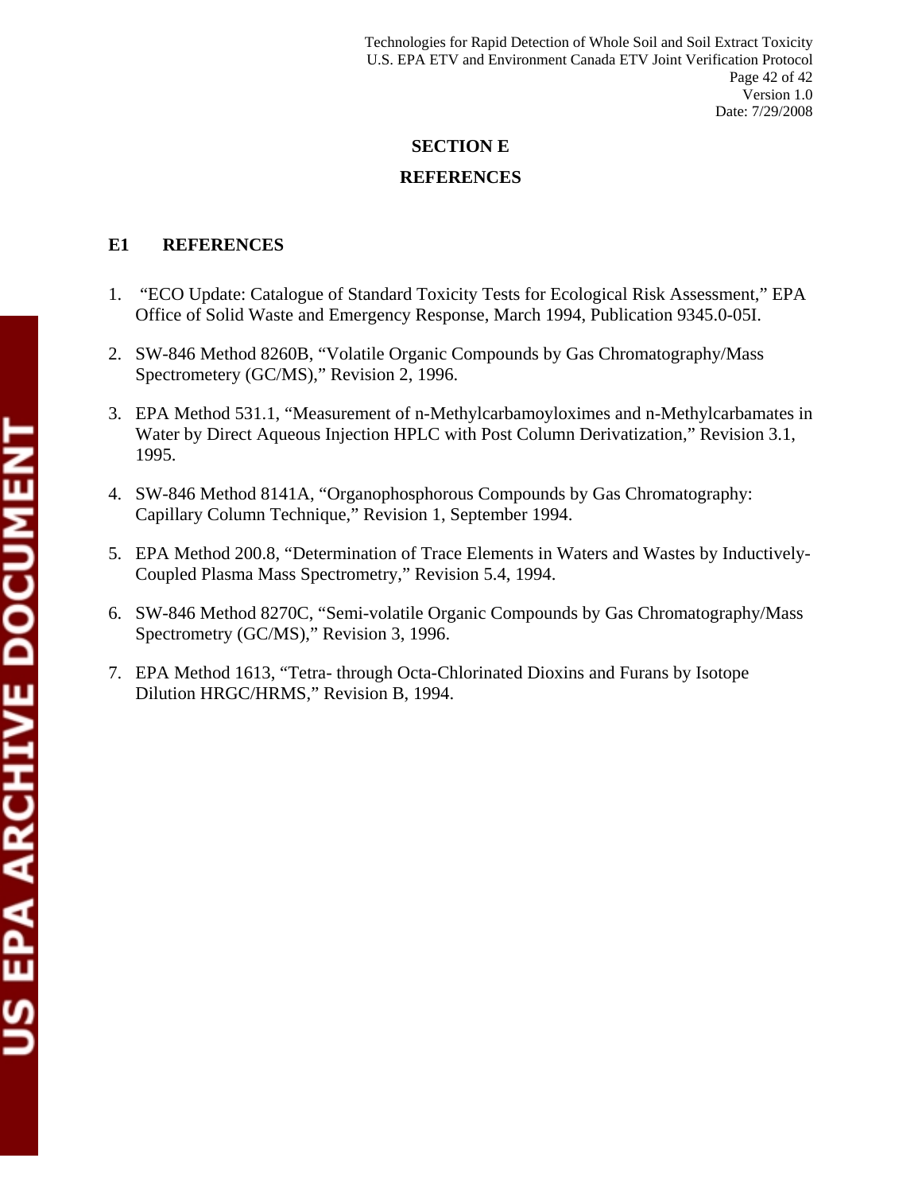# SECTION E

# REFERENCES

## E1 REFERENCES

1. "ECO Update: Catalogue of Standard Toxicity Tests for Ecological Risk Assessment," EPA Office of Solid Waste and Emergency Response, March 1994, Publication 9345.0-05I.

2. SW-846 Method 8260B, "Volatile Organic Compounds by Gas Chromatography/Mass Spectrometery (GC/MS)," Revision 2, 1996.

3. EPA Method 531.1, "Measurement of n-Methylcarbamoyloximes and n-Methylcarbamates in Water by Direct Aqueous Injection HPLC with Post Column Derivatization," Revision 3.1, 1995.

4. SW-846 Method 8141A, "Organophosphorous Compounds by Gas Chromatography: Capillary Column Technique," Revision 1, September 1994.

5. EPA Method 200.8, "Determination of Trace Elements in Waters and Wastes by Inductively-Coupled Plasma Mass Spectrometry," Revision 5.4, 1994.

6. SW-846 Method 8270C, "Semi-volatile Organic Compounds by Gas Chromatography/Mass Spectrometry (GC/MS)," Revision 3, 1996.

7. EPA Method 1613, "Tetra- through Octa-Chlorinated Dioxins and Furans by Isotope Dilution HRGC/HRMS," Revision B, 1994.